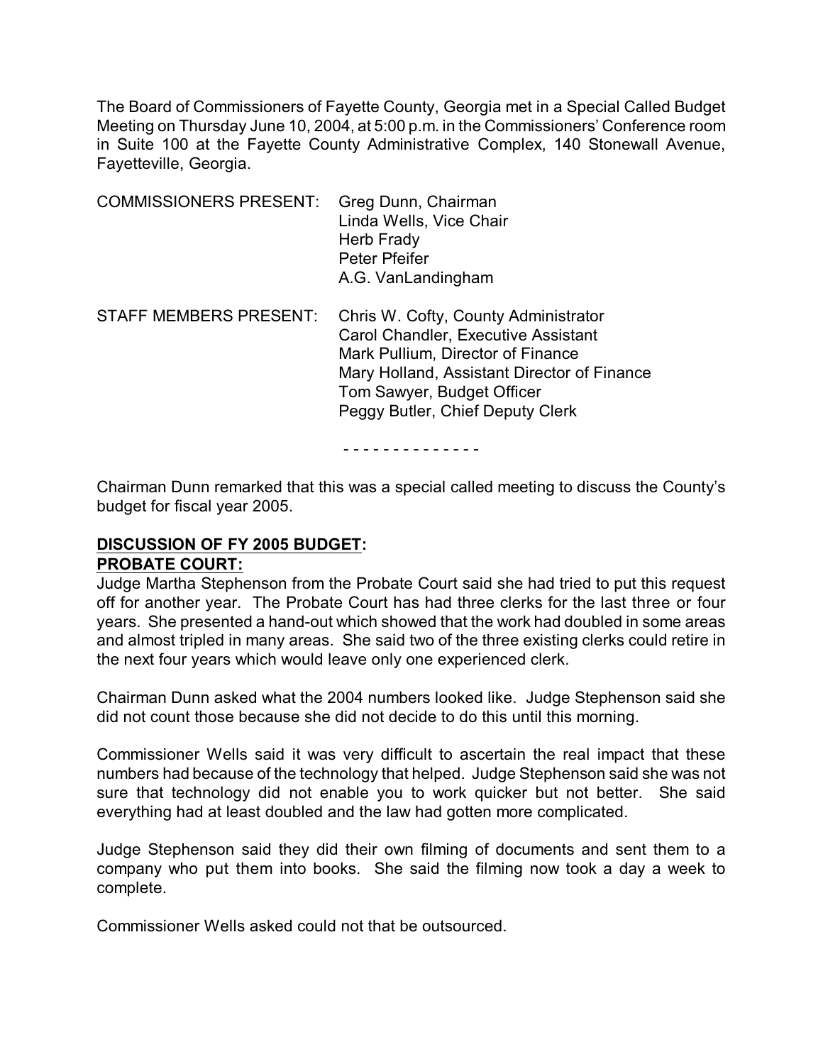The Board of Commissioners of Fayette County, Georgia met in a Special Called Budget Meeting on Thursday June 10, 2004, at 5:00 p.m. in the Commissioners' Conference room in Suite 100 at the Fayette County Administrative Complex, 140 Stonewall Avenue, Fayetteville, Georgia.

COMMISSIONERS PRESENT: Greg Dunn, Chairman
Linda Wells, Vice Chair
Herb Frady
Peter Pfeifer
A.G. VanLandingham

STAFF MEMBERS PRESENT: Chris W. Cofty, County Administrator
Carol Chandler, Executive Assistant
Mark Pullium, Director of Finance
Mary Holland, Assistant Director of Finance
Tom Sawyer, Budget Officer
Peggy Butler, Chief Deputy Clerk

- - - - - - - - - - - - - -

Chairman Dunn remarked that this was a special called meeting to discuss the County's budget for fiscal year 2005.

**DISCUSSION OF FY 2005 BUDGET:**

**PROBATE COURT:**

Judge Martha Stephenson from the Probate Court said she had tried to put this request off for another year. The Probate Court has had three clerks for the last three or four years. She presented a hand-out which showed that the work had doubled in some areas and almost tripled in many areas. She said two of the three existing clerks could retire in the next four years which would leave only one experienced clerk.

Chairman Dunn asked what the 2004 numbers looked like. Judge Stephenson said she did not count those because she did not decide to do this until this morning.

Commissioner Wells said it was very difficult to ascertain the real impact that these numbers had because of the technology that helped. Judge Stephenson said she was not sure that technology did not enable you to work quicker but not better. She said everything had at least doubled and the law had gotten more complicated.

Judge Stephenson said they did their own filming of documents and sent them to a company who put them into books. She said the filming now took a day a week to complete.

Commissioner Wells asked could not that be outsourced.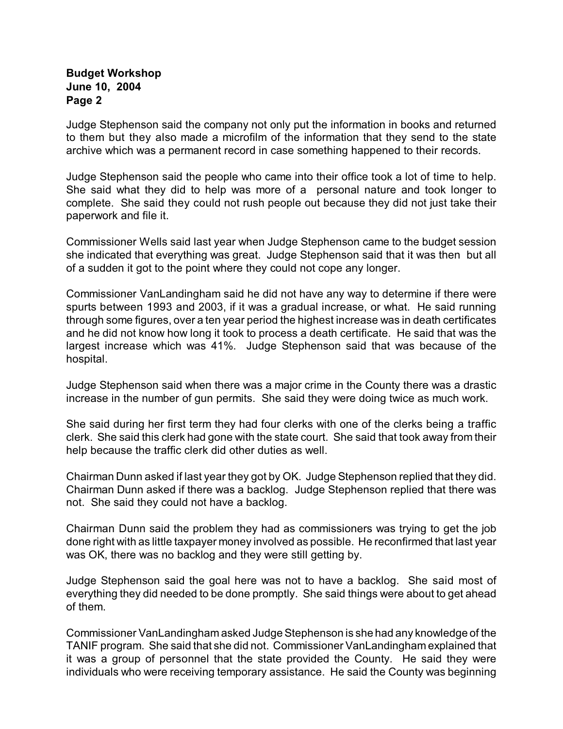Judge Stephenson said the company not only put the information in books and returned to them but they also made a microfilm of the information that they send to the state archive which was a permanent record in case something happened to their records.

Judge Stephenson said the people who came into their office took a lot of time to help. She said what they did to help was more of a personal nature and took longer to complete. She said they could not rush people out because they did not just take their paperwork and file it.

Commissioner Wells said last year when Judge Stephenson came to the budget session she indicated that everything was great. Judge Stephenson said that it was then but all of a sudden it got to the point where they could not cope any longer.

Commissioner VanLandingham said he did not have any way to determine if there were spurts between 1993 and 2003, if it was a gradual increase, or what. He said running through some figures, over a ten year period the highest increase was in death certificates and he did not know how long it took to process a death certificate. He said that was the largest increase which was 41%. Judge Stephenson said that was because of the hospital.

Judge Stephenson said when there was a major crime in the County there was a drastic increase in the number of gun permits. She said they were doing twice as much work.

She said during her first term they had four clerks with one of the clerks being a traffic clerk. She said this clerk had gone with the state court. She said that took away from their help because the traffic clerk did other duties as well.

Chairman Dunn asked if last year they got by OK. Judge Stephenson replied that they did. Chairman Dunn asked if there was a backlog. Judge Stephenson replied that there was not. She said they could not have a backlog.

Chairman Dunn said the problem they had as commissioners was trying to get the job done right with as little taxpayer money involved as possible. He reconfirmed that last year was OK, there was no backlog and they were still getting by.

Judge Stephenson said the goal here was not to have a backlog. She said most of everything they did needed to be done promptly. She said things were about to get ahead of them.

Commissioner VanLandingham asked Judge Stephenson is she had any knowledge of the TANIF program. She said that she did not. Commissioner VanLandingham explained that it was a group of personnel that the state provided the County. He said they were individuals who were receiving temporary assistance. He said the County was beginning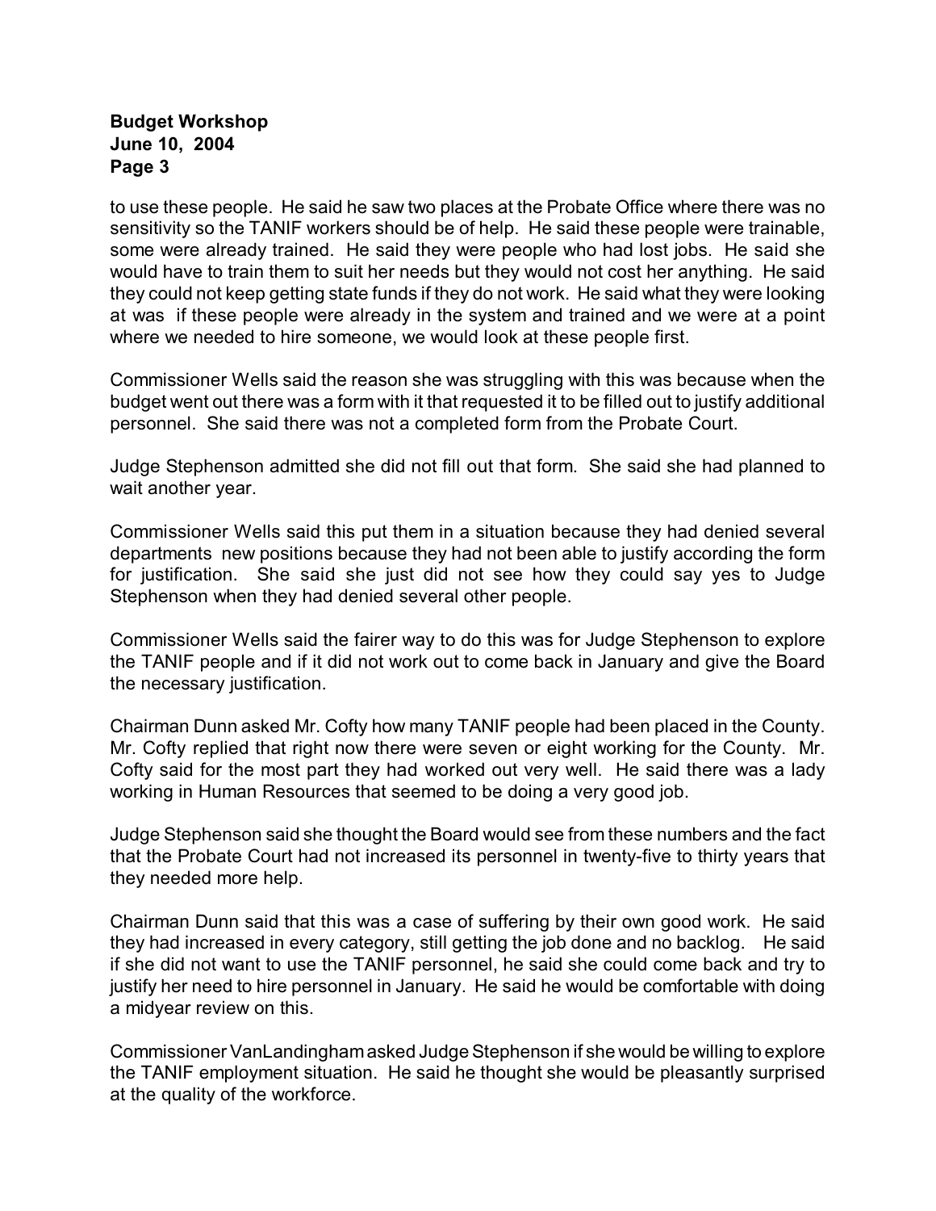to use these people. He said he saw two places at the Probate Office where there was no sensitivity so the TANIF workers should be of help. He said these people were trainable, some were already trained. He said they were people who had lost jobs. He said she would have to train them to suit her needs but they would not cost her anything. He said they could not keep getting state funds if they do not work. He said what they were looking at was if these people were already in the system and trained and we were at a point where we needed to hire someone, we would look at these people first.

Commissioner Wells said the reason she was struggling with this was because when the budget went out there was a form with it that requested it to be filled out to justify additional personnel. She said there was not a completed form from the Probate Court.

Judge Stephenson admitted she did not fill out that form. She said she had planned to wait another year.

Commissioner Wells said this put them in a situation because they had denied several departments new positions because they had not been able to justify according the form for justification. She said she just did not see how they could say yes to Judge Stephenson when they had denied several other people.

Commissioner Wells said the fairer way to do this was for Judge Stephenson to explore the TANIF people and if it did not work out to come back in January and give the Board the necessary justification.

Chairman Dunn asked Mr. Cofty how many TANIF people had been placed in the County. Mr. Cofty replied that right now there were seven or eight working for the County. Mr. Cofty said for the most part they had worked out very well. He said there was a lady working in Human Resources that seemed to be doing a very good job.

Judge Stephenson said she thought the Board would see from these numbers and the fact that the Probate Court had not increased its personnel in twenty-five to thirty years that they needed more help.

Chairman Dunn said that this was a case of suffering by their own good work. He said they had increased in every category, still getting the job done and no backlog. He said if she did not want to use the TANIF personnel, he said she could come back and try to justify her need to hire personnel in January. He said he would be comfortable with doing a midyear review on this.

Commissioner VanLandingham asked Judge Stephenson if she would be willing to explore the TANIF employment situation. He said he thought she would be pleasantly surprised at the quality of the workforce.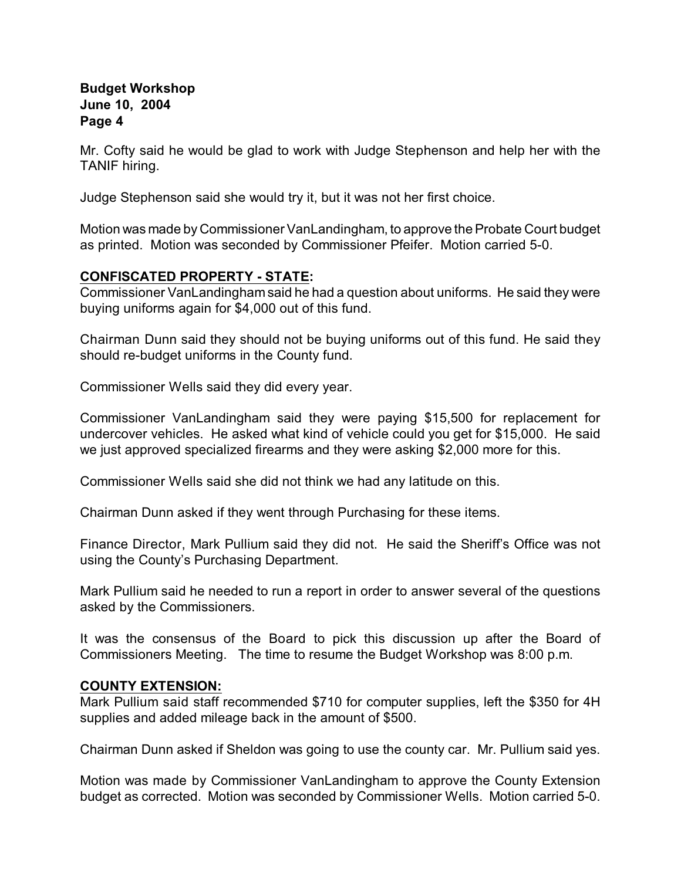Mr. Cofty said he would be glad to work with Judge Stephenson and help her with the TANIF hiring.

Judge Stephenson said she would try it, but it was not her first choice.

Motion was made by Commissioner VanLandingham, to approve the Probate Court budget as printed. Motion was seconded by Commissioner Pfeifer. Motion carried 5-0.

**CONFISCATED PROPERTY - STATE:**

Commissioner VanLandingham said he had a question about uniforms. He said they were buying uniforms again for $4,000 out of this fund.

Chairman Dunn said they should not be buying uniforms out of this fund. He said they should re-budget uniforms in the County fund.

Commissioner Wells said they did every year.

Commissioner VanLandingham said they were paying $15,500 for replacement for undercover vehicles. He asked what kind of vehicle could you get for $15,000. He said we just approved specialized firearms and they were asking $2,000 more for this.

Commissioner Wells said she did not think we had any latitude on this.

Chairman Dunn asked if they went through Purchasing for these items.

Finance Director, Mark Pullium said they did not. He said the Sheriff's Office was not using the County's Purchasing Department.

Mark Pullium said he needed to run a report in order to answer several of the questions asked by the Commissioners.

It was the consensus of the Board to pick this discussion up after the Board of Commissioners Meeting. The time to resume the Budget Workshop was 8:00 p.m.

**COUNTY EXTENSION:**

Mark Pullium said staff recommended $710 for computer supplies, left the $350 for 4H supplies and added mileage back in the amount of $500.

Chairman Dunn asked if Sheldon was going to use the county car. Mr. Pullium said yes.

Motion was made by Commissioner VanLandingham to approve the County Extension budget as corrected. Motion was seconded by Commissioner Wells. Motion carried 5-0.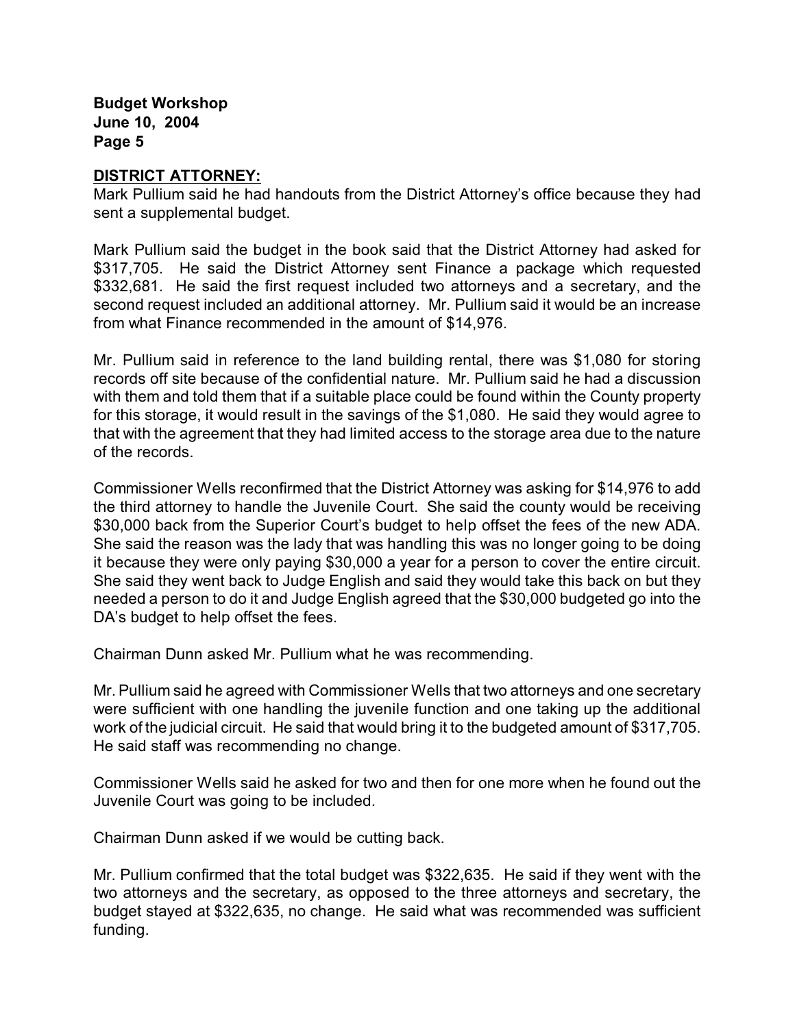**DISTRICT ATTORNEY:**

Mark Pullium said he had handouts from the District Attorney's office because they had sent a supplemental budget.

Mark Pullium said the budget in the book said that the District Attorney had asked for \$317,705. He said the District Attorney sent Finance a package which requested \$332,681. He said the first request included two attorneys and a secretary, and the second request included an additional attorney. Mr. Pullium said it would be an increase from what Finance recommended in the amount of \$14,976.

Mr. Pullium said in reference to the land building rental, there was \$1,080 for storing records off site because of the confidential nature. Mr. Pullium said he had a discussion with them and told them that if a suitable place could be found within the County property for this storage, it would result in the savings of the \$1,080. He said they would agree to that with the agreement that they had limited access to the storage area due to the nature of the records.

Commissioner Wells reconfirmed that the District Attorney was asking for \$14,976 to add the third attorney to handle the Juvenile Court. She said the county would be receiving \$30,000 back from the Superior Court's budget to help offset the fees of the new ADA. She said the reason was the lady that was handling this was no longer going to be doing it because they were only paying \$30,000 a year for a person to cover the entire circuit. She said they went back to Judge English and said they would take this back on but they needed a person to do it and Judge English agreed that the \$30,000 budgeted go into the DA's budget to help offset the fees.

Chairman Dunn asked Mr. Pullium what he was recommending.

Mr. Pullium said he agreed with Commissioner Wells that two attorneys and one secretary were sufficient with one handling the juvenile function and one taking up the additional work of the judicial circuit. He said that would bring it to the budgeted amount of \$317,705. He said staff was recommending no change.

Commissioner Wells said he asked for two and then for one more when he found out the Juvenile Court was going to be included.

Chairman Dunn asked if we would be cutting back.

Mr. Pullium confirmed that the total budget was \$322,635. He said if they went with the two attorneys and the secretary, as opposed to the three attorneys and secretary, the budget stayed at \$322,635, no change. He said what was recommended was sufficient funding.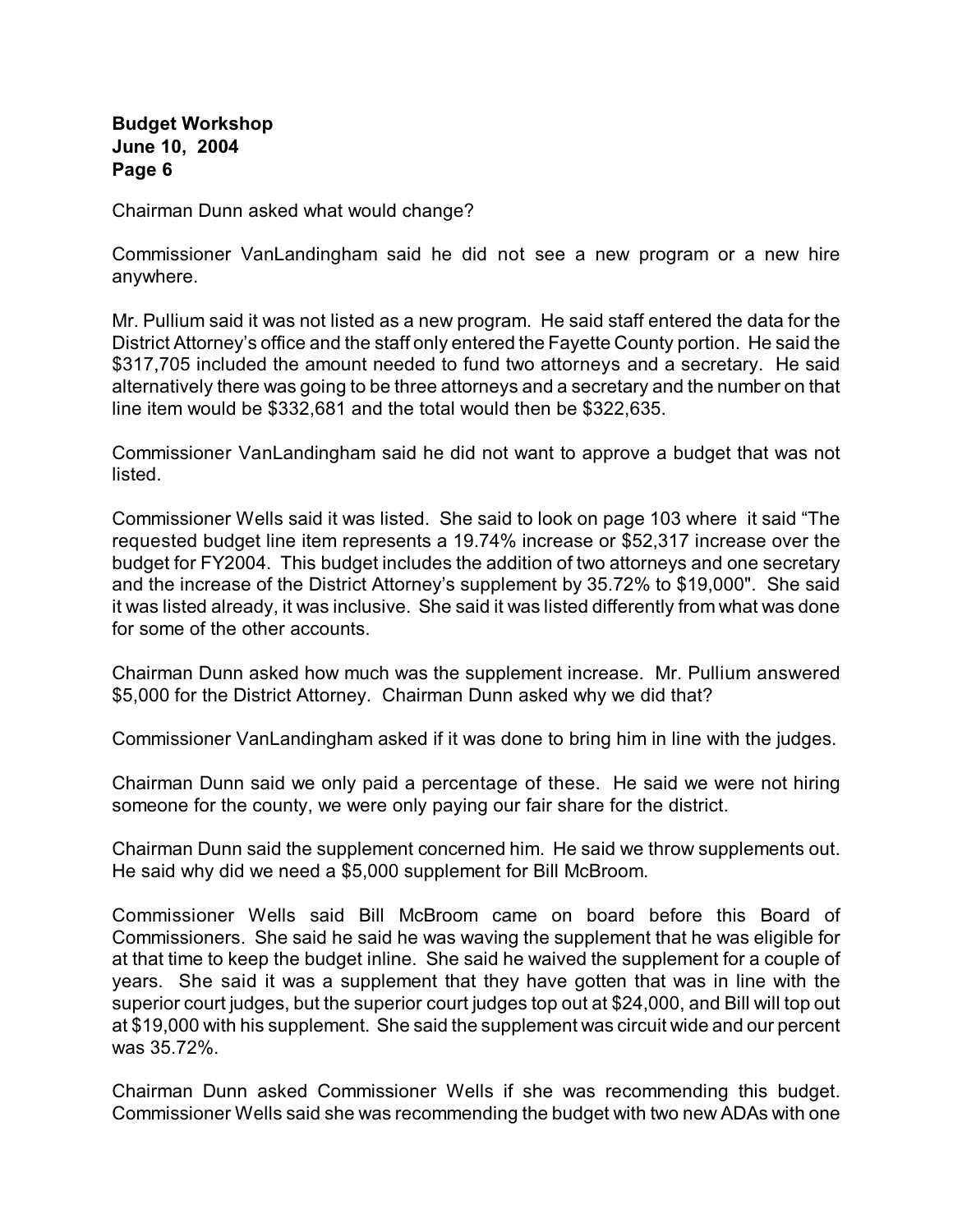Chairman Dunn asked what would change?

Commissioner VanLandingham said he did not see a new program or a new hire anywhere.

Mr. Pullium said it was not listed as a new program. He said staff entered the data for the District Attorney's office and the staff only entered the Fayette County portion. He said the $317,705 included the amount needed to fund two attorneys and a secretary. He said alternatively there was going to be three attorneys and a secretary and the number on that line item would be $332,681 and the total would then be $322,635.

Commissioner VanLandingham said he did not want to approve a budget that was not listed.

Commissioner Wells said it was listed. She said to look on page 103 where it said "The requested budget line item represents a 19.74% increase or $52,317 increase over the budget for FY2004. This budget includes the addition of two attorneys and one secretary and the increase of the District Attorney's supplement by 35.72% to $19,000". She said it was listed already, it was inclusive. She said it was listed differently from what was done for some of the other accounts.

Chairman Dunn asked how much was the supplement increase. Mr. Pullium answered $5,000 for the District Attorney. Chairman Dunn asked why we did that?

Commissioner VanLandingham asked if it was done to bring him in line with the judges.

Chairman Dunn said we only paid a percentage of these. He said we were not hiring someone for the county, we were only paying our fair share for the district.

Chairman Dunn said the supplement concerned him. He said we throw supplements out. He said why did we need a $5,000 supplement for Bill McBroom.

Commissioner Wells said Bill McBroom came on board before this Board of Commissioners. She said he said he was waving the supplement that he was eligible for at that time to keep the budget inline. She said he waived the supplement for a couple of years. She said it was a supplement that they have gotten that was in line with the superior court judges, but the superior court judges top out at $24,000, and Bill will top out at $19,000 with his supplement. She said the supplement was circuit wide and our percent was 35.72%.

Chairman Dunn asked Commissioner Wells if she was recommending this budget. Commissioner Wells said she was recommending the budget with two new ADAs with one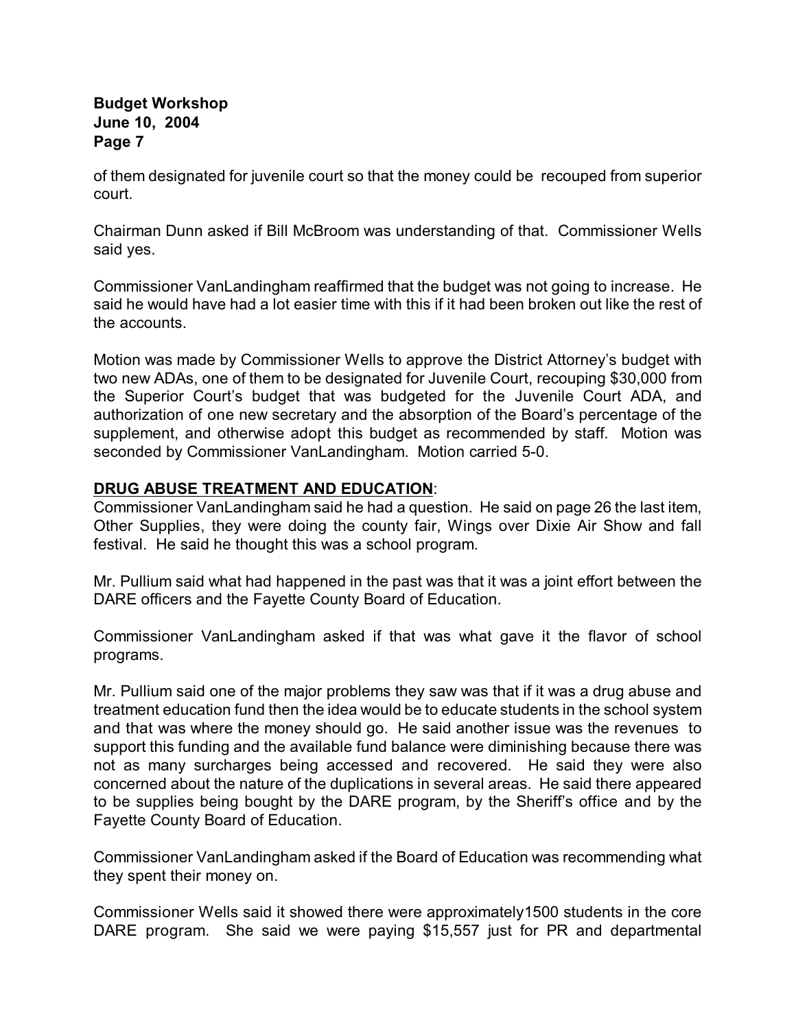of them designated for juvenile court so that the money could be recouped from superior court.

Chairman Dunn asked if Bill McBroom was understanding of that. Commissioner Wells said yes.

Commissioner VanLandingham reaffirmed that the budget was not going to increase. He said he would have had a lot easier time with this if it had been broken out like the rest of the accounts.

Motion was made by Commissioner Wells to approve the District Attorney's budget with two new ADAs, one of them to be designated for Juvenile Court, recouping $30,000 from the Superior Court's budget that was budgeted for the Juvenile Court ADA, and authorization of one new secretary and the absorption of the Board's percentage of the supplement, and otherwise adopt this budget as recommended by staff. Motion was seconded by Commissioner VanLandingham. Motion carried 5-0.

**DRUG ABUSE TREATMENT AND EDUCATION**:

Commissioner VanLandingham said he had a question. He said on page 26 the last item, Other Supplies, they were doing the county fair, Wings over Dixie Air Show and fall festival. He said he thought this was a school program.

Mr. Pullium said what had happened in the past was that it was a joint effort between the DARE officers and the Fayette County Board of Education.

Commissioner VanLandingham asked if that was what gave it the flavor of school programs.

Mr. Pullium said one of the major problems they saw was that if it was a drug abuse and treatment education fund then the idea would be to educate students in the school system and that was where the money should go. He said another issue was the revenues to support this funding and the available fund balance were diminishing because there was not as many surcharges being accessed and recovered. He said they were also concerned about the nature of the duplications in several areas. He said there appeared to be supplies being bought by the DARE program, by the Sheriff's office and by the Fayette County Board of Education.

Commissioner VanLandingham asked if the Board of Education was recommending what they spent their money on.

Commissioner Wells said it showed there were approximately1500 students in the core DARE program. She said we were paying $15,557 just for PR and departmental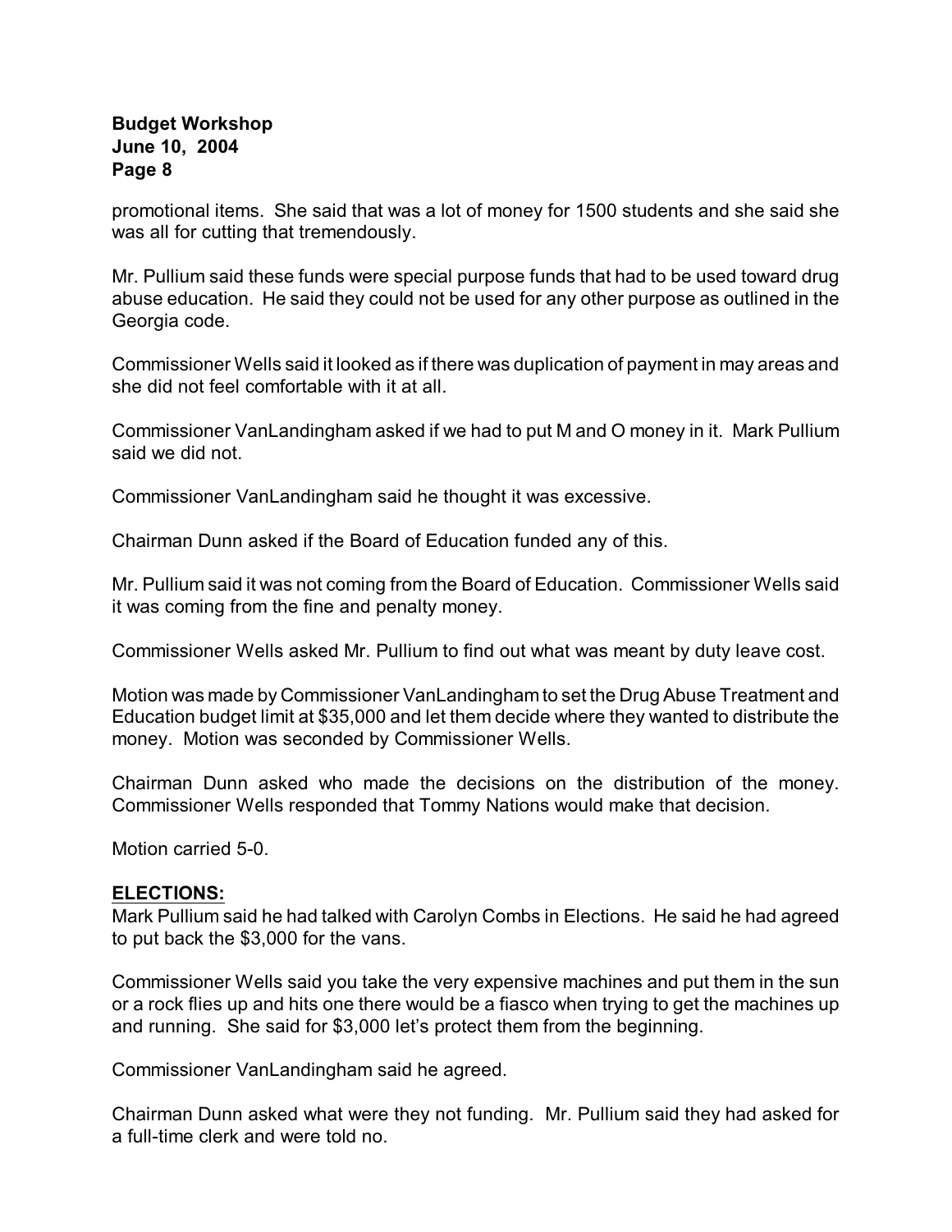promotional items. She said that was a lot of money for 1500 students and she said she was all for cutting that tremendously.

Mr. Pullium said these funds were special purpose funds that had to be used toward drug abuse education. He said they could not be used for any other purpose as outlined in the Georgia code.

Commissioner Wells said it looked as if there was duplication of payment in may areas and she did not feel comfortable with it at all.

Commissioner VanLandingham asked if we had to put M and O money in it. Mark Pullium said we did not.

Commissioner VanLandingham said he thought it was excessive.

Chairman Dunn asked if the Board of Education funded any of this.

Mr. Pullium said it was not coming from the Board of Education. Commissioner Wells said it was coming from the fine and penalty money.

Commissioner Wells asked Mr. Pullium to find out what was meant by duty leave cost.

Motion was made by Commissioner VanLandingham to set the Drug Abuse Treatment and Education budget limit at $35,000 and let them decide where they wanted to distribute the money. Motion was seconded by Commissioner Wells.

Chairman Dunn asked who made the decisions on the distribution of the money. Commissioner Wells responded that Tommy Nations would make that decision.

Motion carried 5-0.

**ELECTIONS:**

Mark Pullium said he had talked with Carolyn Combs in Elections. He said he had agreed to put back the $3,000 for the vans.

Commissioner Wells said you take the very expensive machines and put them in the sun or a rock flies up and hits one there would be a fiasco when trying to get the machines up and running. She said for $3,000 let's protect them from the beginning.

Commissioner VanLandingham said he agreed.

Chairman Dunn asked what were they not funding. Mr. Pullium said they had asked for a full-time clerk and were told no.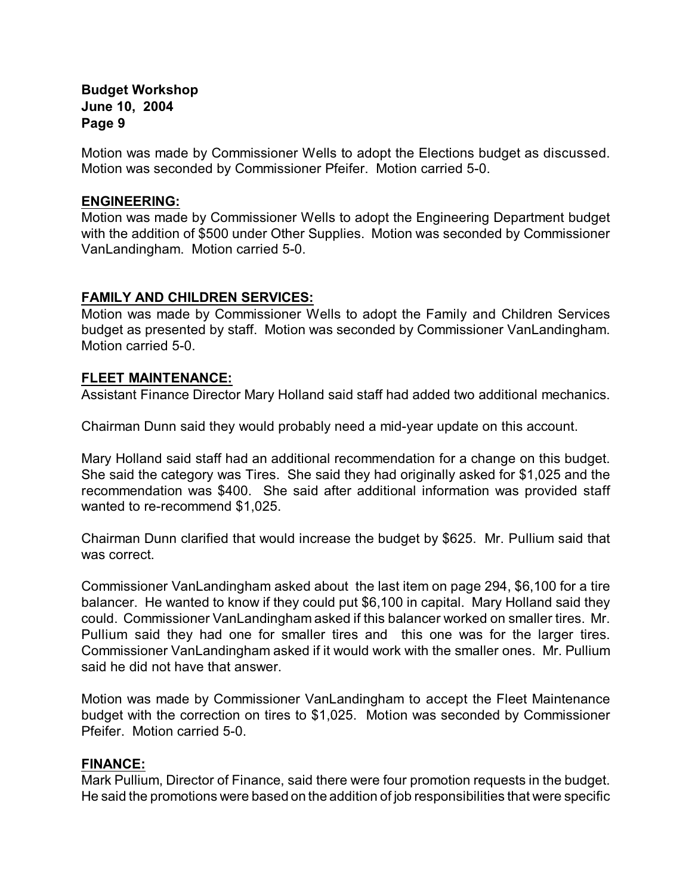Motion was made by Commissioner Wells to adopt the Elections budget as discussed. Motion was seconded by Commissioner Pfeifer. Motion carried 5-0.

## ENGINEERING:

Motion was made by Commissioner Wells to adopt the Engineering Department budget with the addition of $500 under Other Supplies. Motion was seconded by Commissioner VanLandingham. Motion carried 5-0.

## FAMILY AND CHILDREN SERVICES:

Motion was made by Commissioner Wells to adopt the Family and Children Services budget as presented by staff. Motion was seconded by Commissioner VanLandingham. Motion carried 5-0.

## FLEET MAINTENANCE:

Assistant Finance Director Mary Holland said staff had added two additional mechanics.

Chairman Dunn said they would probably need a mid-year update on this account.

Mary Holland said staff had an additional recommendation for a change on this budget. She said the category was Tires. She said they had originally asked for $1,025 and the recommendation was $400. She said after additional information was provided staff wanted to re-recommend $1,025.

Chairman Dunn clarified that would increase the budget by $625. Mr. Pullium said that was correct.

Commissioner VanLandingham asked about the last item on page 294, $6,100 for a tire balancer. He wanted to know if they could put $6,100 in capital. Mary Holland said they could. Commissioner VanLandingham asked if this balancer worked on smaller tires. Mr. Pullium said they had one for smaller tires and this one was for the larger tires. Commissioner VanLandingham asked if it would work with the smaller ones. Mr. Pullium said he did not have that answer.

Motion was made by Commissioner VanLandingham to accept the Fleet Maintenance budget with the correction on tires to $1,025. Motion was seconded by Commissioner Pfeifer. Motion carried 5-0.

## FINANCE:

Mark Pullium, Director of Finance, said there were four promotion requests in the budget. He said the promotions were based on the addition of job responsibilities that were specific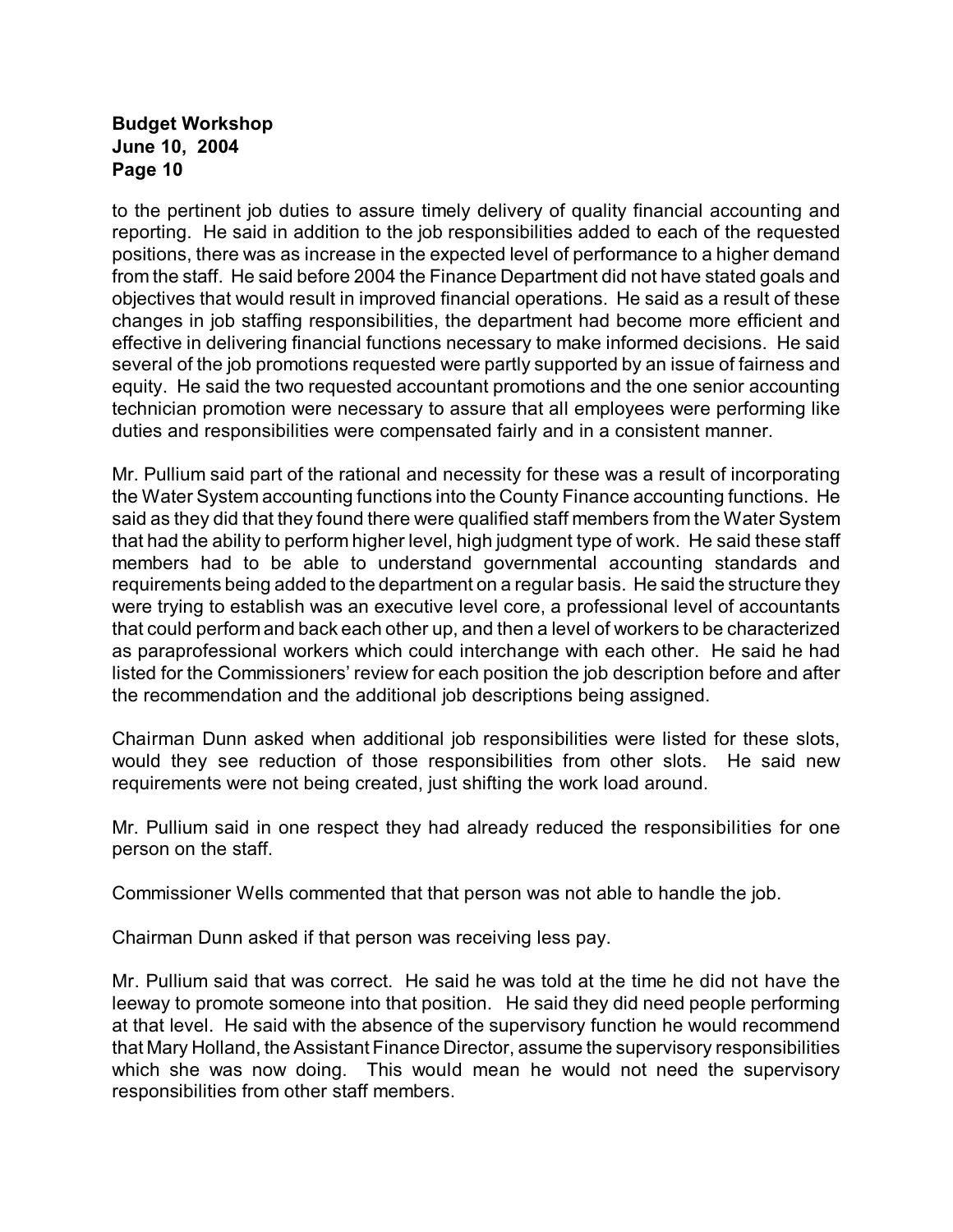to the pertinent job duties to assure timely delivery of quality financial accounting and reporting. He said in addition to the job responsibilities added to each of the requested positions, there was as increase in the expected level of performance to a higher demand from the staff. He said before 2004 the Finance Department did not have stated goals and objectives that would result in improved financial operations. He said as a result of these changes in job staffing responsibilities, the department had become more efficient and effective in delivering financial functions necessary to make informed decisions. He said several of the job promotions requested were partly supported by an issue of fairness and equity. He said the two requested accountant promotions and the one senior accounting technician promotion were necessary to assure that all employees were performing like duties and responsibilities were compensated fairly and in a consistent manner.

Mr. Pullium said part of the rational and necessity for these was a result of incorporating the Water System accounting functions into the County Finance accounting functions. He said as they did that they found there were qualified staff members from the Water System that had the ability to perform higher level, high judgment type of work. He said these staff members had to be able to understand governmental accounting standards and requirements being added to the department on a regular basis. He said the structure they were trying to establish was an executive level core, a professional level of accountants that could perform and back each other up, and then a level of workers to be characterized as paraprofessional workers which could interchange with each other. He said he had listed for the Commissioners' review for each position the job description before and after the recommendation and the additional job descriptions being assigned.

Chairman Dunn asked when additional job responsibilities were listed for these slots, would they see reduction of those responsibilities from other slots. He said new requirements were not being created, just shifting the work load around.

Mr. Pullium said in one respect they had already reduced the responsibilities for one person on the staff.

Commissioner Wells commented that that person was not able to handle the job.

Chairman Dunn asked if that person was receiving less pay.

Mr. Pullium said that was correct. He said he was told at the time he did not have the leeway to promote someone into that position. He said they did need people performing at that level. He said with the absence of the supervisory function he would recommend that Mary Holland, the Assistant Finance Director, assume the supervisory responsibilities which she was now doing. This would mean he would not need the supervisory responsibilities from other staff members.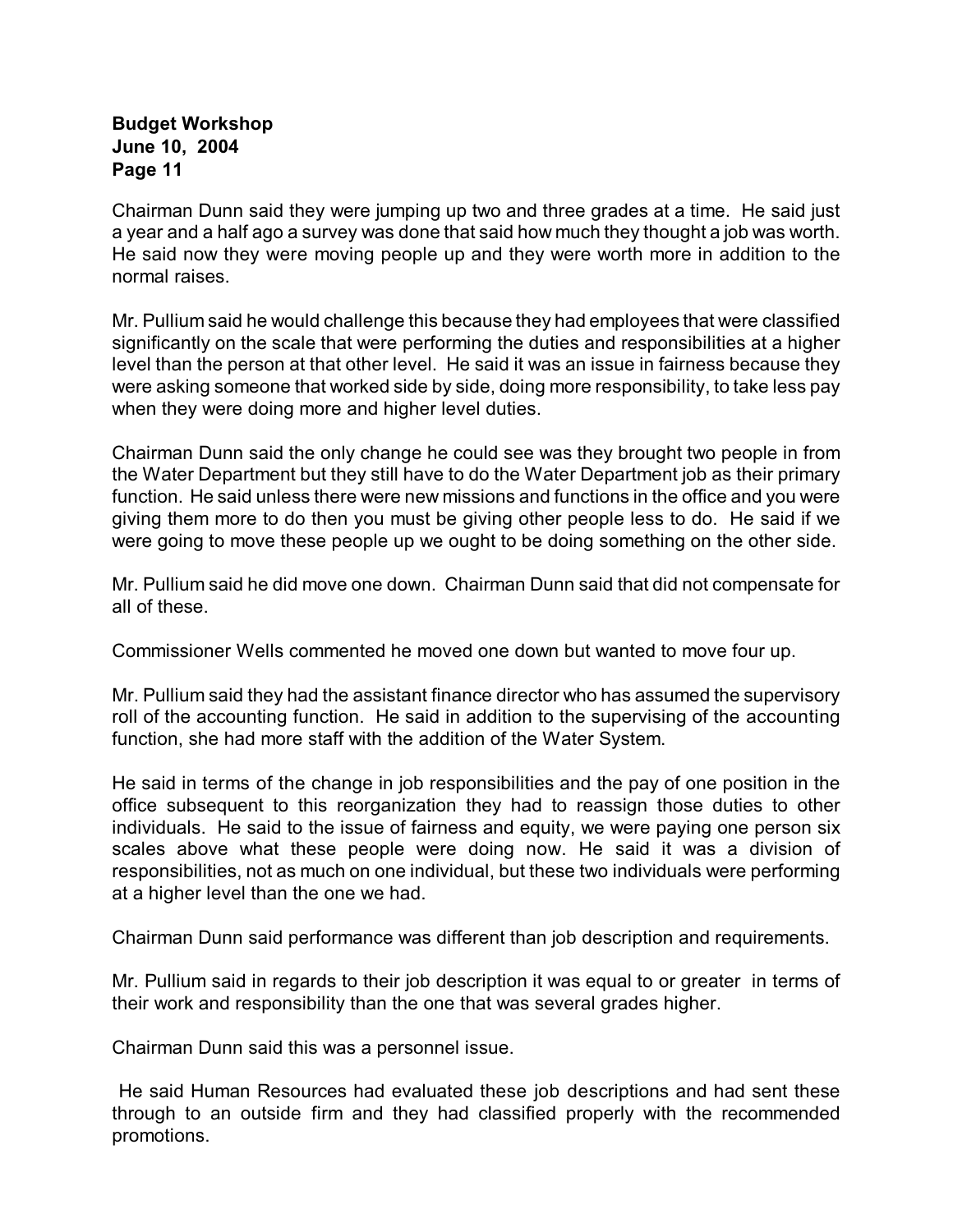Chairman Dunn said they were jumping up two and three grades at a time. He said just a year and a half ago a survey was done that said how much they thought a job was worth. He said now they were moving people up and they were worth more in addition to the normal raises.

Mr. Pullium said he would challenge this because they had employees that were classified significantly on the scale that were performing the duties and responsibilities at a higher level than the person at that other level. He said it was an issue in fairness because they were asking someone that worked side by side, doing more responsibility, to take less pay when they were doing more and higher level duties.

Chairman Dunn said the only change he could see was they brought two people in from the Water Department but they still have to do the Water Department job as their primary function. He said unless there were new missions and functions in the office and you were giving them more to do then you must be giving other people less to do. He said if we were going to move these people up we ought to be doing something on the other side.

Mr. Pullium said he did move one down. Chairman Dunn said that did not compensate for all of these.

Commissioner Wells commented he moved one down but wanted to move four up.

Mr. Pullium said they had the assistant finance director who has assumed the supervisory roll of the accounting function. He said in addition to the supervising of the accounting function, she had more staff with the addition of the Water System.

He said in terms of the change in job responsibilities and the pay of one position in the office subsequent to this reorganization they had to reassign those duties to other individuals. He said to the issue of fairness and equity, we were paying one person six scales above what these people were doing now. He said it was a division of responsibilities, not as much on one individual, but these two individuals were performing at a higher level than the one we had.

Chairman Dunn said performance was different than job description and requirements.

Mr. Pullium said in regards to their job description it was equal to or greater in terms of their work and responsibility than the one that was several grades higher.

Chairman Dunn said this was a personnel issue.

He said Human Resources had evaluated these job descriptions and had sent these through to an outside firm and they had classified properly with the recommended promotions.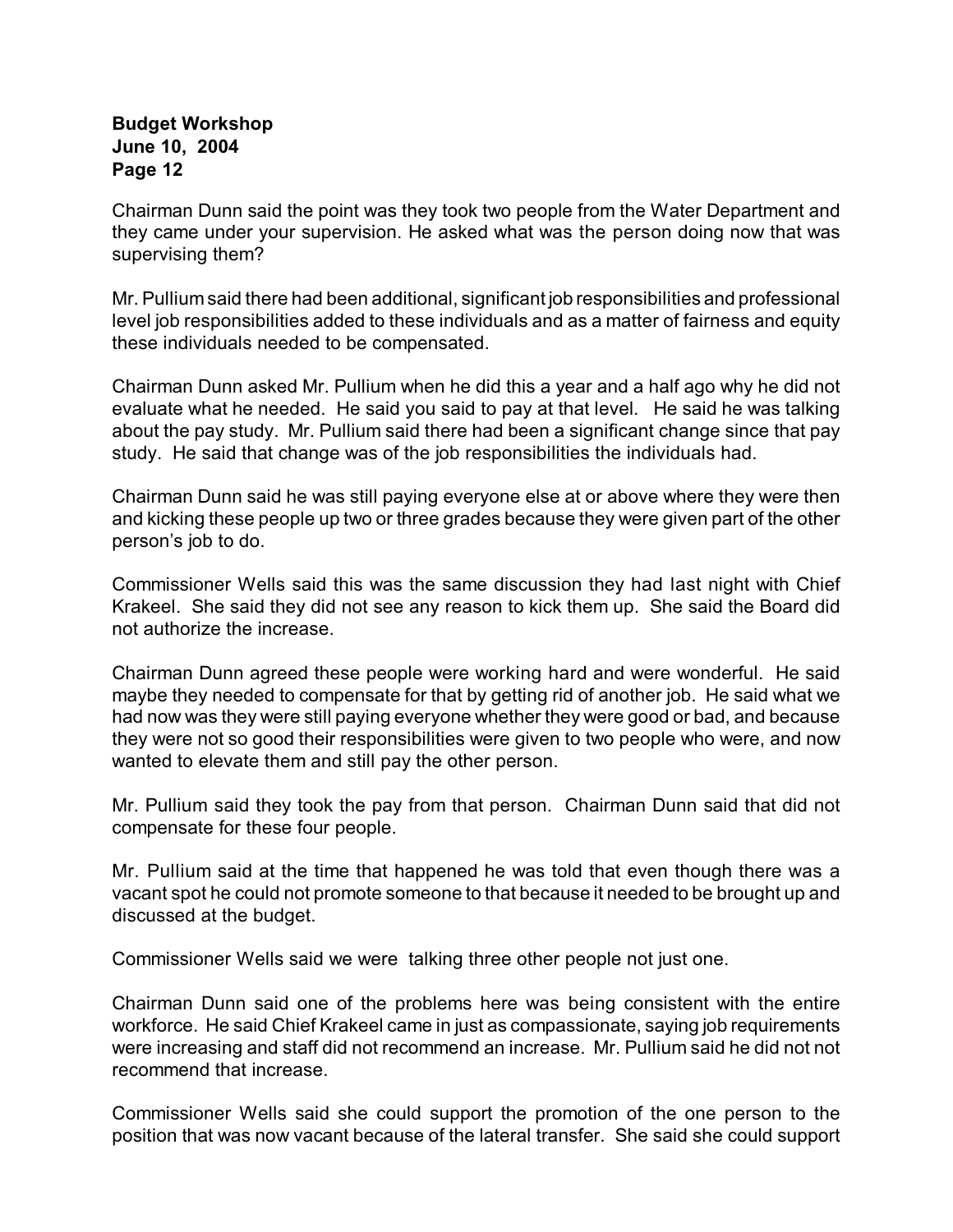Chairman Dunn said the point was they took two people from the Water Department and they came under your supervision. He asked what was the person doing now that was supervising them?

Mr. Pullium said there had been additional, significant job responsibilities and professional level job responsibilities added to these individuals and as a matter of fairness and equity these individuals needed to be compensated.

Chairman Dunn asked Mr. Pullium when he did this a year and a half ago why he did not evaluate what he needed. He said you said to pay at that level. He said he was talking about the pay study. Mr. Pullium said there had been a significant change since that pay study. He said that change was of the job responsibilities the individuals had.

Chairman Dunn said he was still paying everyone else at or above where they were then and kicking these people up two or three grades because they were given part of the other person's job to do.

Commissioner Wells said this was the same discussion they had last night with Chief Krakeel. She said they did not see any reason to kick them up. She said the Board did not authorize the increase.

Chairman Dunn agreed these people were working hard and were wonderful. He said maybe they needed to compensate for that by getting rid of another job. He said what we had now was they were still paying everyone whether they were good or bad, and because they were not so good their responsibilities were given to two people who were, and now wanted to elevate them and still pay the other person.

Mr. Pullium said they took the pay from that person. Chairman Dunn said that did not compensate for these four people.

Mr. Pullium said at the time that happened he was told that even though there was a vacant spot he could not promote someone to that because it needed to be brought up and discussed at the budget.

Commissioner Wells said we were talking three other people not just one.

Chairman Dunn said one of the problems here was being consistent with the entire workforce. He said Chief Krakeel came in just as compassionate, saying job requirements were increasing and staff did not recommend an increase. Mr. Pullium said he did not not recommend that increase.

Commissioner Wells said she could support the promotion of the one person to the position that was now vacant because of the lateral transfer. She said she could support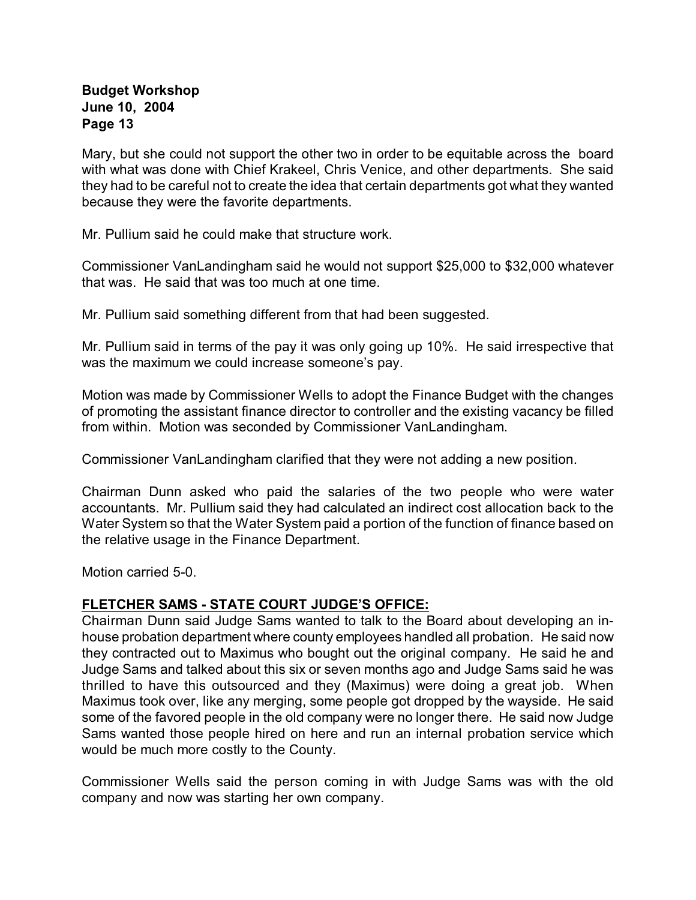Mary, but she could not support the other two in order to be equitable across the board with what was done with Chief Krakeel, Chris Venice, and other departments. She said they had to be careful not to create the idea that certain departments got what they wanted because they were the favorite departments.

Mr. Pullium said he could make that structure work.

Commissioner VanLandingham said he would not support $25,000 to $32,000 whatever that was. He said that was too much at one time.

Mr. Pullium said something different from that had been suggested.

Mr. Pullium said in terms of the pay it was only going up 10%. He said irrespective that was the maximum we could increase someone's pay.

Motion was made by Commissioner Wells to adopt the Finance Budget with the changes of promoting the assistant finance director to controller and the existing vacancy be filled from within. Motion was seconded by Commissioner VanLandingham.

Commissioner VanLandingham clarified that they were not adding a new position.

Chairman Dunn asked who paid the salaries of the two people who were water accountants. Mr. Pullium said they had calculated an indirect cost allocation back to the Water System so that the Water System paid a portion of the function of finance based on the relative usage in the Finance Department.

Motion carried 5-0.

**FLETCHER SAMS - STATE COURT JUDGE'S OFFICE:**

Chairman Dunn said Judge Sams wanted to talk to the Board about developing an in-house probation department where county employees handled all probation. He said now they contracted out to Maximus who bought out the original company. He said he and Judge Sams and talked about this six or seven months ago and Judge Sams said he was thrilled to have this outsourced and they (Maximus) were doing a great job. When Maximus took over, like any merging, some people got dropped by the wayside. He said some of the favored people in the old company were no longer there. He said now Judge Sams wanted those people hired on here and run an internal probation service which would be much more costly to the County.

Commissioner Wells said the person coming in with Judge Sams was with the old company and now was starting her own company.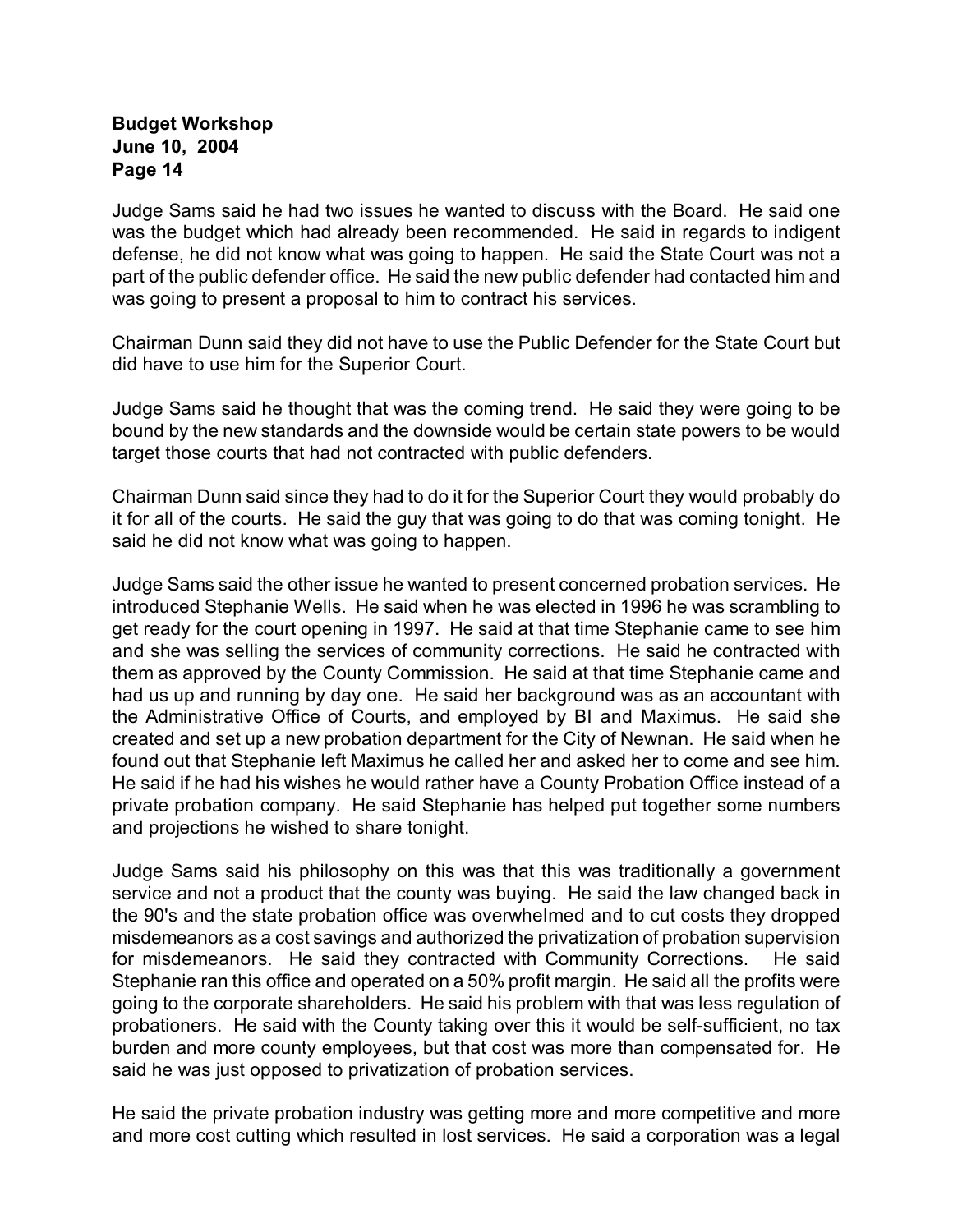Judge Sams said he had two issues he wanted to discuss with the Board. He said one was the budget which had already been recommended. He said in regards to indigent defense, he did not know what was going to happen. He said the State Court was not a part of the public defender office. He said the new public defender had contacted him and was going to present a proposal to him to contract his services.

Chairman Dunn said they did not have to use the Public Defender for the State Court but did have to use him for the Superior Court.

Judge Sams said he thought that was the coming trend. He said they were going to be bound by the new standards and the downside would be certain state powers to be would target those courts that had not contracted with public defenders.

Chairman Dunn said since they had to do it for the Superior Court they would probably do it for all of the courts. He said the guy that was going to do that was coming tonight. He said he did not know what was going to happen.

Judge Sams said the other issue he wanted to present concerned probation services. He introduced Stephanie Wells. He said when he was elected in 1996 he was scrambling to get ready for the court opening in 1997. He said at that time Stephanie came to see him and she was selling the services of community corrections. He said he contracted with them as approved by the County Commission. He said at that time Stephanie came and had us up and running by day one. He said her background was as an accountant with the Administrative Office of Courts, and employed by BI and Maximus. He said she created and set up a new probation department for the City of Newnan. He said when he found out that Stephanie left Maximus he called her and asked her to come and see him. He said if he had his wishes he would rather have a County Probation Office instead of a private probation company. He said Stephanie has helped put together some numbers and projections he wished to share tonight.

Judge Sams said his philosophy on this was that this was traditionally a government service and not a product that the county was buying. He said the law changed back in the 90's and the state probation office was overwhelmed and to cut costs they dropped misdemeanors as a cost savings and authorized the privatization of probation supervision for misdemeanors. He said they contracted with Community Corrections. He said Stephanie ran this office and operated on a 50% profit margin. He said all the profits were going to the corporate shareholders. He said his problem with that was less regulation of probationers. He said with the County taking over this it would be self-sufficient, no tax burden and more county employees, but that cost was more than compensated for. He said he was just opposed to privatization of probation services.

He said the private probation industry was getting more and more competitive and more and more cost cutting which resulted in lost services. He said a corporation was a legal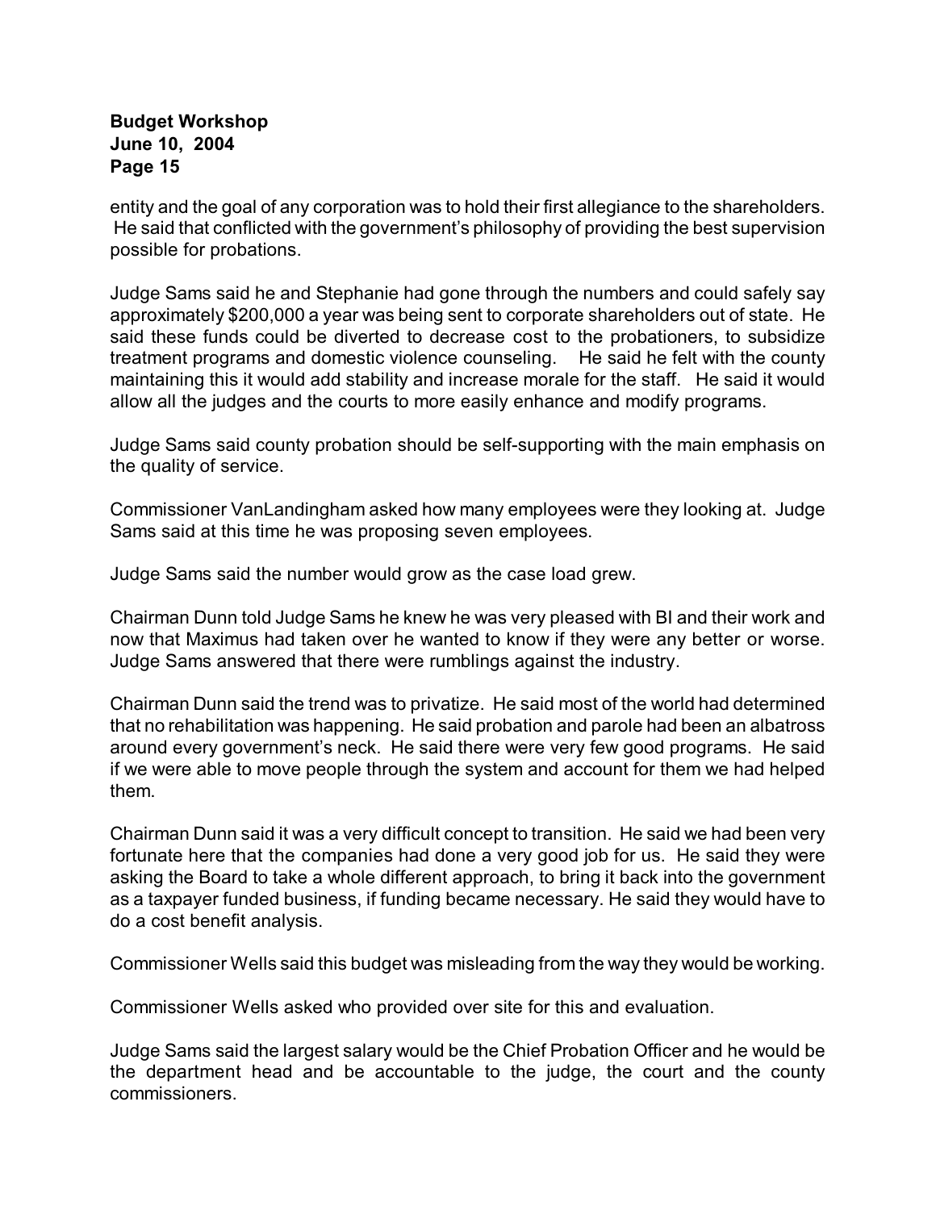entity and the goal of any corporation was to hold their first allegiance to the shareholders. He said that conflicted with the government's philosophy of providing the best supervision possible for probations.

Judge Sams said he and Stephanie had gone through the numbers and could safely say approximately $200,000 a year was being sent to corporate shareholders out of state. He said these funds could be diverted to decrease cost to the probationers, to subsidize treatment programs and domestic violence counseling. He said he felt with the county maintaining this it would add stability and increase morale for the staff. He said it would allow all the judges and the courts to more easily enhance and modify programs.

Judge Sams said county probation should be self-supporting with the main emphasis on the quality of service.

Commissioner VanLandingham asked how many employees were they looking at. Judge Sams said at this time he was proposing seven employees.

Judge Sams said the number would grow as the case load grew.

Chairman Dunn told Judge Sams he knew he was very pleased with BI and their work and now that Maximus had taken over he wanted to know if they were any better or worse. Judge Sams answered that there were rumblings against the industry.

Chairman Dunn said the trend was to privatize. He said most of the world had determined that no rehabilitation was happening. He said probation and parole had been an albatross around every government's neck. He said there were very few good programs. He said if we were able to move people through the system and account for them we had helped them.

Chairman Dunn said it was a very difficult concept to transition. He said we had been very fortunate here that the companies had done a very good job for us. He said they were asking the Board to take a whole different approach, to bring it back into the government as a taxpayer funded business, if funding became necessary. He said they would have to do a cost benefit analysis.

Commissioner Wells said this budget was misleading from the way they would be working.

Commissioner Wells asked who provided over site for this and evaluation.

Judge Sams said the largest salary would be the Chief Probation Officer and he would be the department head and be accountable to the judge, the court and the county commissioners.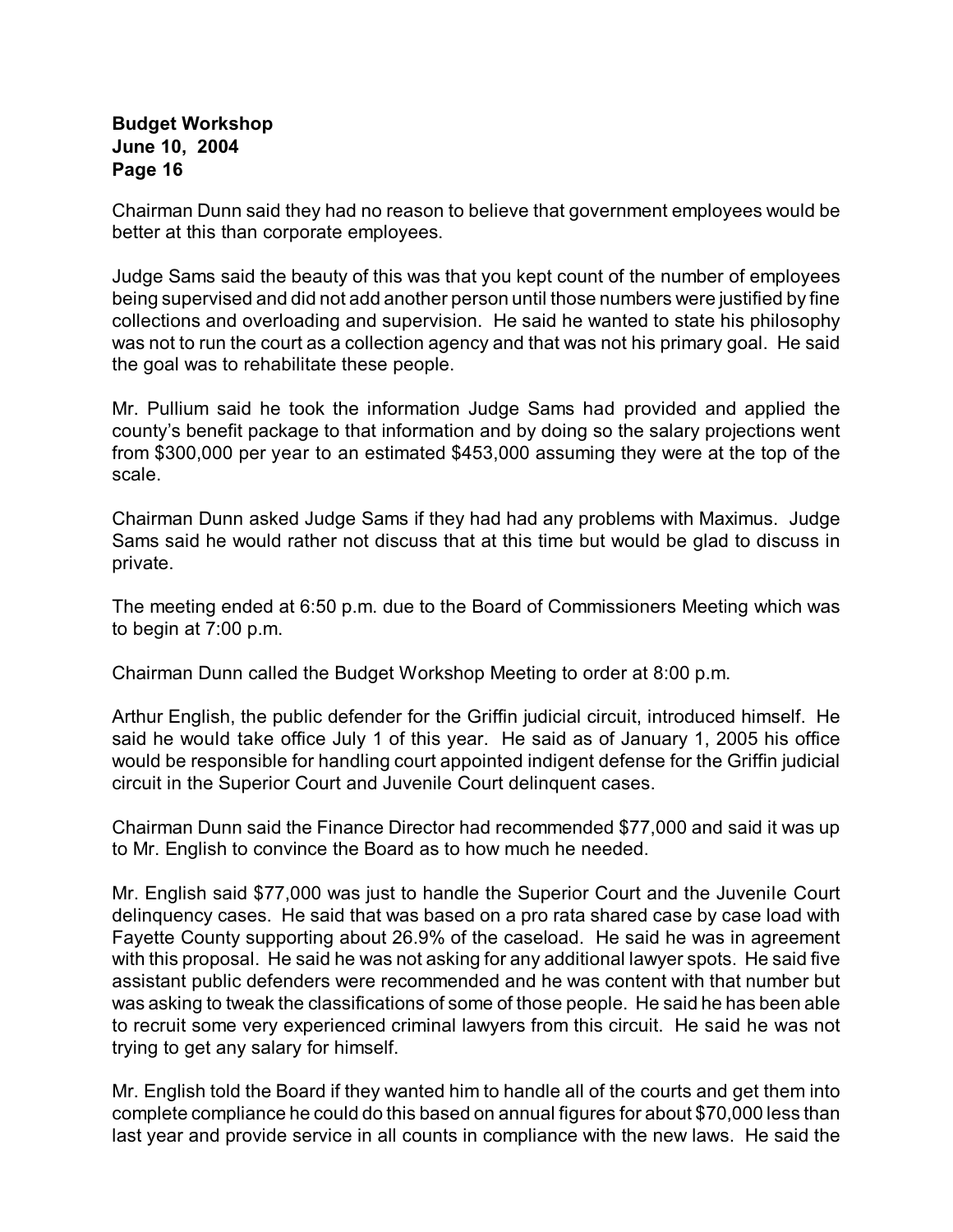Chairman Dunn said they had no reason to believe that government employees would be better at this than corporate employees.

Judge Sams said the beauty of this was that you kept count of the number of employees being supervised and did not add another person until those numbers were justified by fine collections and overloading and supervision. He said he wanted to state his philosophy was not to run the court as a collection agency and that was not his primary goal. He said the goal was to rehabilitate these people.

Mr. Pullium said he took the information Judge Sams had provided and applied the county's benefit package to that information and by doing so the salary projections went from $300,000 per year to an estimated $453,000 assuming they were at the top of the scale.

Chairman Dunn asked Judge Sams if they had had any problems with Maximus. Judge Sams said he would rather not discuss that at this time but would be glad to discuss in private.

The meeting ended at 6:50 p.m. due to the Board of Commissioners Meeting which was to begin at 7:00 p.m.

Chairman Dunn called the Budget Workshop Meeting to order at 8:00 p.m.

Arthur English, the public defender for the Griffin judicial circuit, introduced himself. He said he would take office July 1 of this year. He said as of January 1, 2005 his office would be responsible for handling court appointed indigent defense for the Griffin judicial circuit in the Superior Court and Juvenile Court delinquent cases.

Chairman Dunn said the Finance Director had recommended $77,000 and said it was up to Mr. English to convince the Board as to how much he needed.

Mr. English said $77,000 was just to handle the Superior Court and the Juvenile Court delinquency cases. He said that was based on a pro rata shared case by case load with Fayette County supporting about 26.9% of the caseload. He said he was in agreement with this proposal. He said he was not asking for any additional lawyer spots. He said five assistant public defenders were recommended and he was content with that number but was asking to tweak the classifications of some of those people. He said he has been able to recruit some very experienced criminal lawyers from this circuit. He said he was not trying to get any salary for himself.

Mr. English told the Board if they wanted him to handle all of the courts and get them into complete compliance he could do this based on annual figures for about $70,000 less than last year and provide service in all counts in compliance with the new laws. He said the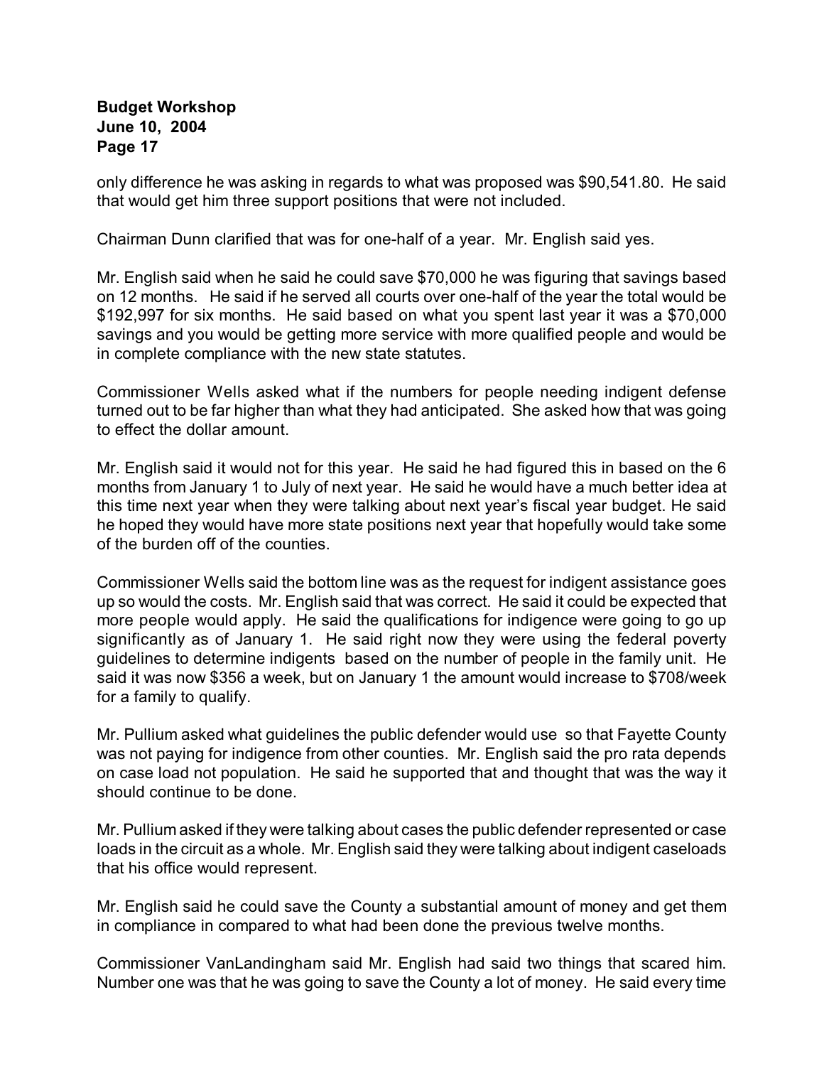only difference he was asking in regards to what was proposed was $90,541.80. He said that would get him three support positions that were not included.

Chairman Dunn clarified that was for one-half of a year. Mr. English said yes.

Mr. English said when he said he could save $70,000 he was figuring that savings based on 12 months. He said if he served all courts over one-half of the year the total would be $192,997 for six months. He said based on what you spent last year it was a $70,000 savings and you would be getting more service with more qualified people and would be in complete compliance with the new state statutes.

Commissioner Wells asked what if the numbers for people needing indigent defense turned out to be far higher than what they had anticipated. She asked how that was going to effect the dollar amount.

Mr. English said it would not for this year. He said he had figured this in based on the 6 months from January 1 to July of next year. He said he would have a much better idea at this time next year when they were talking about next year's fiscal year budget. He said he hoped they would have more state positions next year that hopefully would take some of the burden off of the counties.

Commissioner Wells said the bottom line was as the request for indigent assistance goes up so would the costs. Mr. English said that was correct. He said it could be expected that more people would apply. He said the qualifications for indigence were going to go up significantly as of January 1. He said right now they were using the federal poverty guidelines to determine indigents based on the number of people in the family unit. He said it was now $356 a week, but on January 1 the amount would increase to $708/week for a family to qualify.

Mr. Pullium asked what guidelines the public defender would use so that Fayette County was not paying for indigence from other counties. Mr. English said the pro rata depends on case load not population. He said he supported that and thought that was the way it should continue to be done.

Mr. Pullium asked if they were talking about cases the public defender represented or case loads in the circuit as a whole. Mr. English said they were talking about indigent caseloads that his office would represent.

Mr. English said he could save the County a substantial amount of money and get them in compliance in compared to what had been done the previous twelve months.

Commissioner VanLandingham said Mr. English had said two things that scared him. Number one was that he was going to save the County a lot of money. He said every time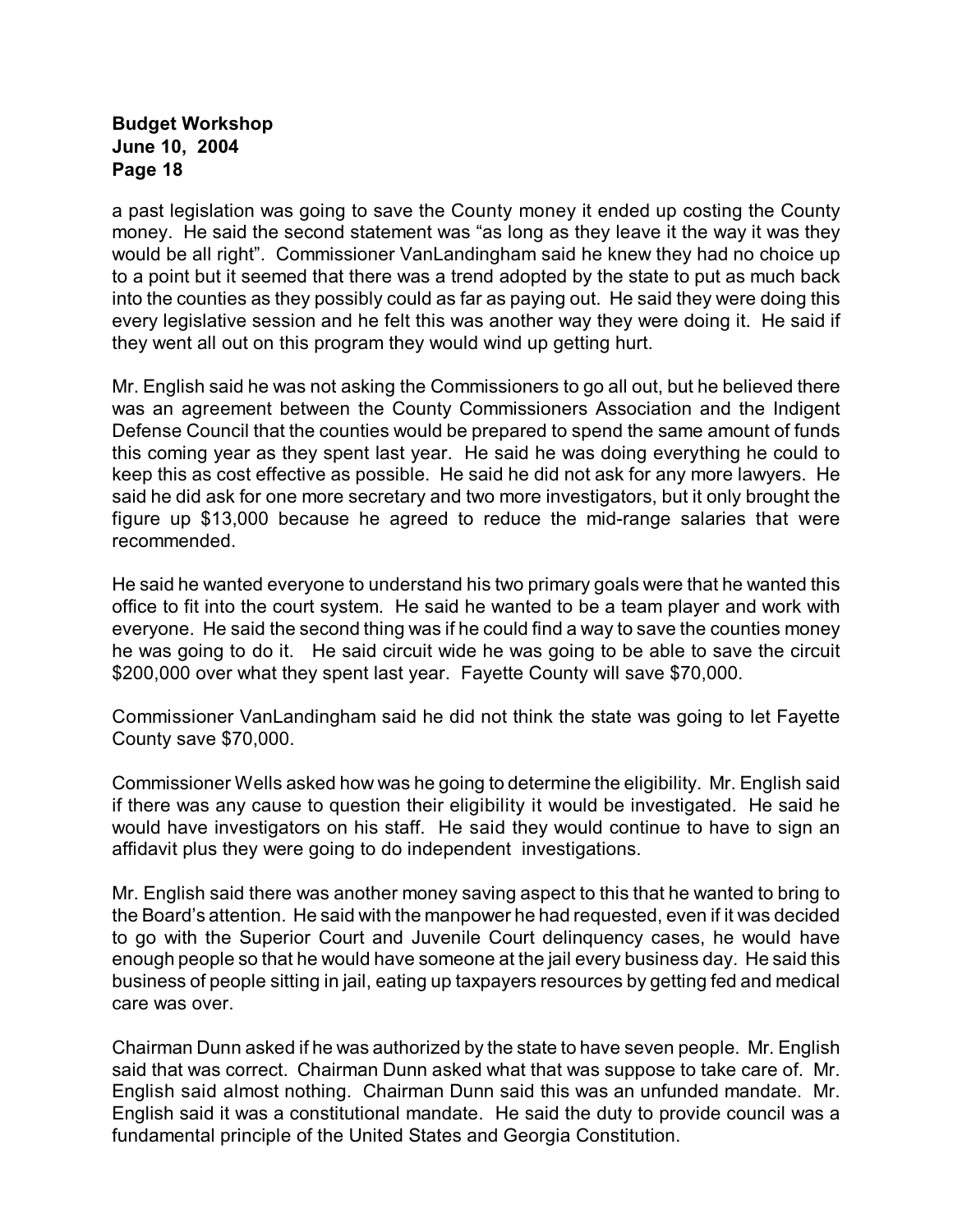a past legislation was going to save the County money it ended up costing the County money. He said the second statement was "as long as they leave it the way it was they would be all right". Commissioner VanLandingham said he knew they had no choice up to a point but it seemed that there was a trend adopted by the state to put as much back into the counties as they possibly could as far as paying out. He said they were doing this every legislative session and he felt this was another way they were doing it. He said if they went all out on this program they would wind up getting hurt.

Mr. English said he was not asking the Commissioners to go all out, but he believed there was an agreement between the County Commissioners Association and the Indigent Defense Council that the counties would be prepared to spend the same amount of funds this coming year as they spent last year. He said he was doing everything he could to keep this as cost effective as possible. He said he did not ask for any more lawyers. He said he did ask for one more secretary and two more investigators, but it only brought the figure up $13,000 because he agreed to reduce the mid-range salaries that were recommended.

He said he wanted everyone to understand his two primary goals were that he wanted this office to fit into the court system. He said he wanted to be a team player and work with everyone. He said the second thing was if he could find a way to save the counties money he was going to do it. He said circuit wide he was going to be able to save the circuit $200,000 over what they spent last year. Fayette County will save $70,000.

Commissioner VanLandingham said he did not think the state was going to let Fayette County save $70,000.

Commissioner Wells asked how was he going to determine the eligibility. Mr. English said if there was any cause to question their eligibility it would be investigated. He said he would have investigators on his staff. He said they would continue to have to sign an affidavit plus they were going to do independent investigations.

Mr. English said there was another money saving aspect to this that he wanted to bring to the Board's attention. He said with the manpower he had requested, even if it was decided to go with the Superior Court and Juvenile Court delinquency cases, he would have enough people so that he would have someone at the jail every business day. He said this business of people sitting in jail, eating up taxpayers resources by getting fed and medical care was over.

Chairman Dunn asked if he was authorized by the state to have seven people. Mr. English said that was correct. Chairman Dunn asked what that was suppose to take care of. Mr. English said almost nothing. Chairman Dunn said this was an unfunded mandate. Mr. English said it was a constitutional mandate. He said the duty to provide council was a fundamental principle of the United States and Georgia Constitution.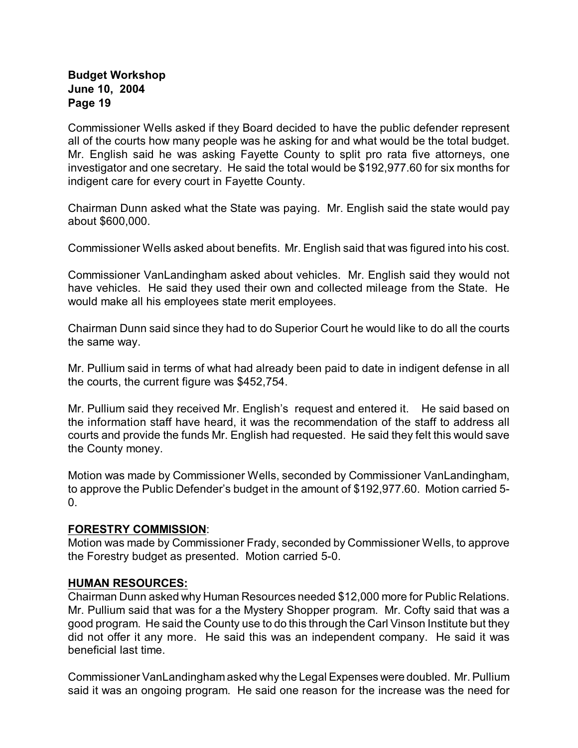Commissioner Wells asked if they Board decided to have the public defender represent all of the courts how many people was he asking for and what would be the total budget. Mr. English said he was asking Fayette County to split pro rata five attorneys, one investigator and one secretary. He said the total would be $192,977.60 for six months for indigent care for every court in Fayette County.

Chairman Dunn asked what the State was paying. Mr. English said the state would pay about $600,000.

Commissioner Wells asked about benefits. Mr. English said that was figured into his cost.

Commissioner VanLandingham asked about vehicles. Mr. English said they would not have vehicles. He said they used their own and collected mileage from the State. He would make all his employees state merit employees.

Chairman Dunn said since they had to do Superior Court he would like to do all the courts the same way.

Mr. Pullium said in terms of what had already been paid to date in indigent defense in all the courts, the current figure was $452,754.

Mr. Pullium said they received Mr. English's request and entered it. He said based on the information staff have heard, it was the recommendation of the staff to address all courts and provide the funds Mr. English had requested. He said they felt this would save the County money.

Motion was made by Commissioner Wells, seconded by Commissioner VanLandingham, to approve the Public Defender's budget in the amount of $192,977.60. Motion carried 5-0.

**FORESTRY COMMISSION**:

Motion was made by Commissioner Frady, seconded by Commissioner Wells, to approve the Forestry budget as presented. Motion carried 5-0.

**HUMAN RESOURCES:**

Chairman Dunn asked why Human Resources needed $12,000 more for Public Relations. Mr. Pullium said that was for a the Mystery Shopper program. Mr. Cofty said that was a good program. He said the County use to do this through the Carl Vinson Institute but they did not offer it any more. He said this was an independent company. He said it was beneficial last time.

Commissioner VanLandingham asked why the Legal Expenses were doubled. Mr. Pullium said it was an ongoing program. He said one reason for the increase was the need for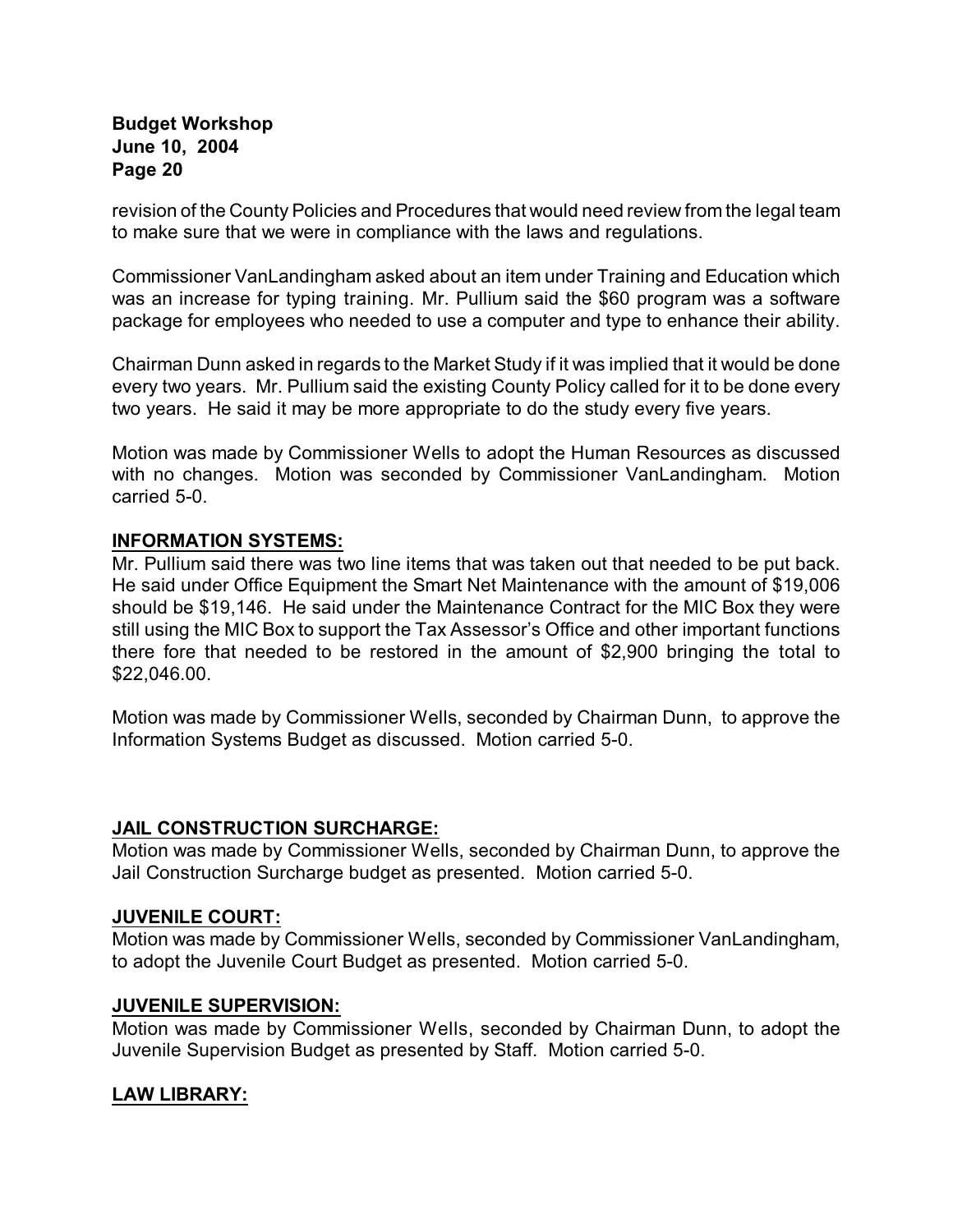revision of the County Policies and Procedures that would need review from the legal team to make sure that we were in compliance with the laws and regulations.

Commissioner VanLandingham asked about an item under Training and Education which was an increase for typing training. Mr. Pullium said the $60 program was a software package for employees who needed to use a computer and type to enhance their ability.

Chairman Dunn asked in regards to the Market Study if it was implied that it would be done every two years. Mr. Pullium said the existing County Policy called for it to be done every two years. He said it may be more appropriate to do the study every five years.

Motion was made by Commissioner Wells to adopt the Human Resources as discussed with no changes. Motion was seconded by Commissioner VanLandingham. Motion carried 5-0.

**INFORMATION SYSTEMS:**

Mr. Pullium said there was two line items that was taken out that needed to be put back. He said under Office Equipment the Smart Net Maintenance with the amount of $19,006 should be $19,146. He said under the Maintenance Contract for the MIC Box they were still using the MIC Box to support the Tax Assessor's Office and other important functions there fore that needed to be restored in the amount of $2,900 bringing the total to $22,046.00.

Motion was made by Commissioner Wells, seconded by Chairman Dunn, to approve the Information Systems Budget as discussed. Motion carried 5-0.

**JAIL CONSTRUCTION SURCHARGE:**

Motion was made by Commissioner Wells, seconded by Chairman Dunn, to approve the Jail Construction Surcharge budget as presented. Motion carried 5-0.

**JUVENILE COURT:**

Motion was made by Commissioner Wells, seconded by Commissioner VanLandingham, to adopt the Juvenile Court Budget as presented. Motion carried 5-0.

**JUVENILE SUPERVISION:**

Motion was made by Commissioner Wells, seconded by Chairman Dunn, to adopt the Juvenile Supervision Budget as presented by Staff. Motion carried 5-0.

**LAW LIBRARY:**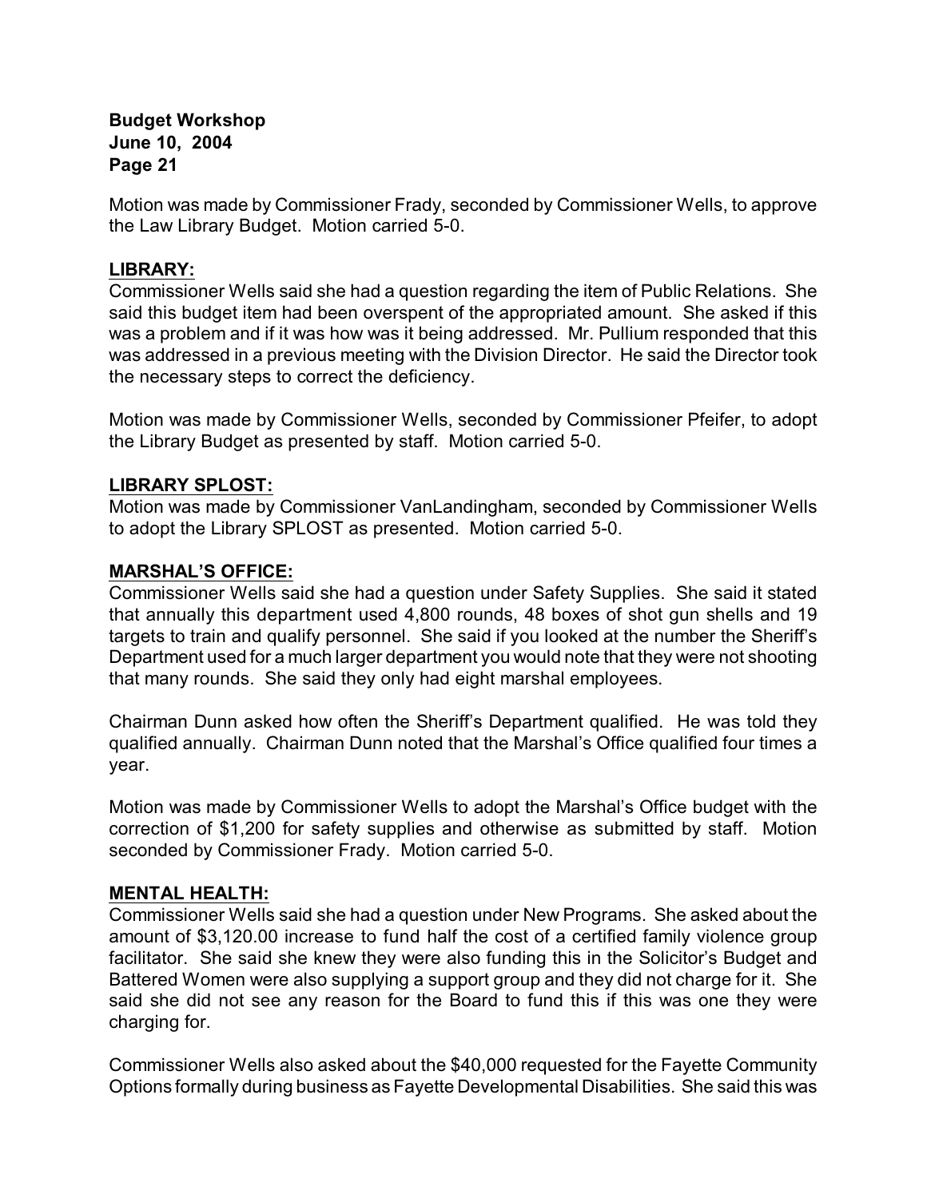Motion was made by Commissioner Frady, seconded by Commissioner Wells, to approve the Law Library Budget. Motion carried 5-0.

**LIBRARY:**

Commissioner Wells said she had a question regarding the item of Public Relations. She said this budget item had been overspent of the appropriated amount. She asked if this was a problem and if it was how was it being addressed. Mr. Pullium responded that this was addressed in a previous meeting with the Division Director. He said the Director took the necessary steps to correct the deficiency.

Motion was made by Commissioner Wells, seconded by Commissioner Pfeifer, to adopt the Library Budget as presented by staff. Motion carried 5-0.

**LIBRARY SPLOST:**

Motion was made by Commissioner VanLandingham, seconded by Commissioner Wells to adopt the Library SPLOST as presented. Motion carried 5-0.

**MARSHAL'S OFFICE:**

Commissioner Wells said she had a question under Safety Supplies. She said it stated that annually this department used 4,800 rounds, 48 boxes of shot gun shells and 19 targets to train and qualify personnel. She said if you looked at the number the Sheriff's Department used for a much larger department you would note that they were not shooting that many rounds. She said they only had eight marshal employees.

Chairman Dunn asked how often the Sheriff's Department qualified. He was told they qualified annually. Chairman Dunn noted that the Marshal's Office qualified four times a year.

Motion was made by Commissioner Wells to adopt the Marshal's Office budget with the correction of $1,200 for safety supplies and otherwise as submitted by staff. Motion seconded by Commissioner Frady. Motion carried 5-0.

**MENTAL HEALTH:**

Commissioner Wells said she had a question under New Programs. She asked about the amount of $3,120.00 increase to fund half the cost of a certified family violence group facilitator. She said she knew they were also funding this in the Solicitor's Budget and Battered Women were also supplying a support group and they did not charge for it. She said she did not see any reason for the Board to fund this if this was one they were charging for.

Commissioner Wells also asked about the $40,000 requested for the Fayette Community Options formally during business as Fayette Developmental Disabilities. She said this was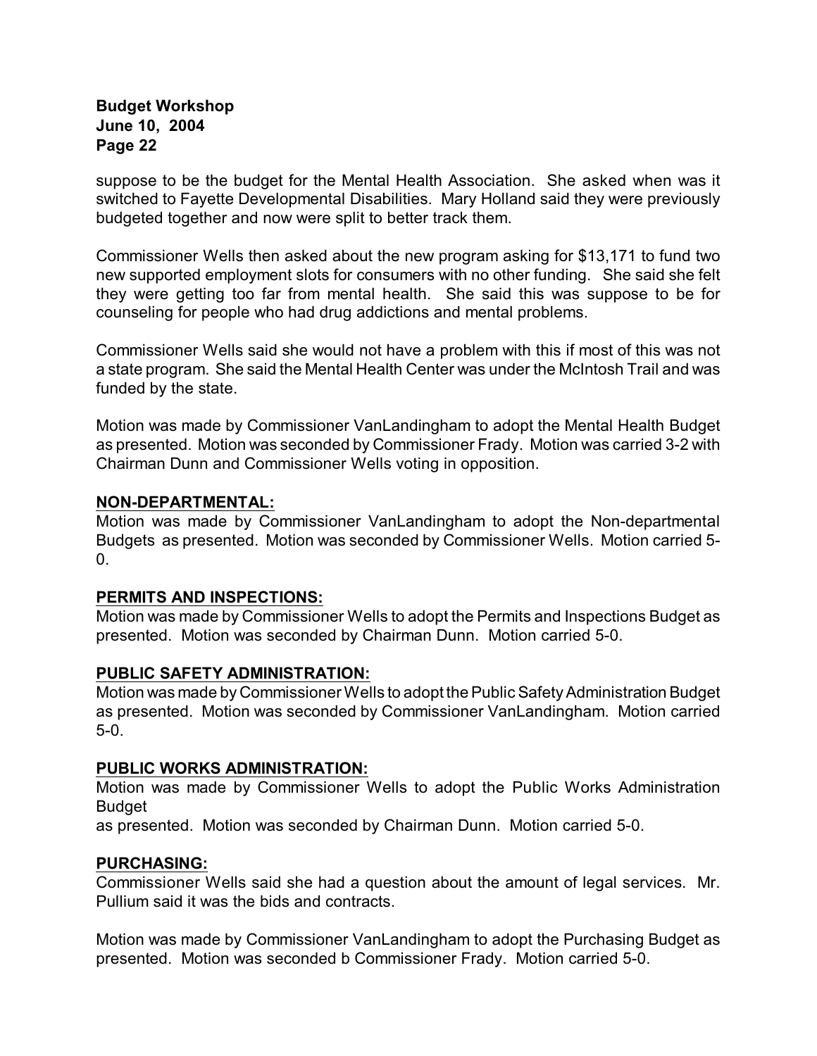suppose to be the budget for the Mental Health Association. She asked when was it switched to Fayette Developmental Disabilities. Mary Holland said they were previously budgeted together and now were split to better track them.

Commissioner Wells then asked about the new program asking for $13,171 to fund two new supported employment slots for consumers with no other funding. She said she felt they were getting too far from mental health. She said this was suppose to be for counseling for people who had drug addictions and mental problems.

Commissioner Wells said she would not have a problem with this if most of this was not a state program. She said the Mental Health Center was under the McIntosh Trail and was funded by the state.

Motion was made by Commissioner VanLandingham to adopt the Mental Health Budget as presented. Motion was seconded by Commissioner Frady. Motion was carried 3-2 with Chairman Dunn and Commissioner Wells voting in opposition.

**NON-DEPARTMENTAL:**
Motion was made by Commissioner VanLandingham to adopt the Non-departmental Budgets as presented. Motion was seconded by Commissioner Wells. Motion carried 5-0.

**PERMITS AND INSPECTIONS:**
Motion was made by Commissioner Wells to adopt the Permits and Inspections Budget as presented. Motion was seconded by Chairman Dunn. Motion carried 5-0.

**PUBLIC SAFETY ADMINISTRATION:**
Motion was made by Commissioner Wells to adopt the Public Safety Administration Budget as presented. Motion was seconded by Commissioner VanLandingham. Motion carried 5-0.

**PUBLIC WORKS ADMINISTRATION:**
Motion was made by Commissioner Wells to adopt the Public Works Administration Budget
as presented. Motion was seconded by Chairman Dunn. Motion carried 5-0.

**PURCHASING:**
Commissioner Wells said she had a question about the amount of legal services. Mr. Pullium said it was the bids and contracts.

Motion was made by Commissioner VanLandingham to adopt the Purchasing Budget as presented. Motion was seconded b Commissioner Frady. Motion carried 5-0.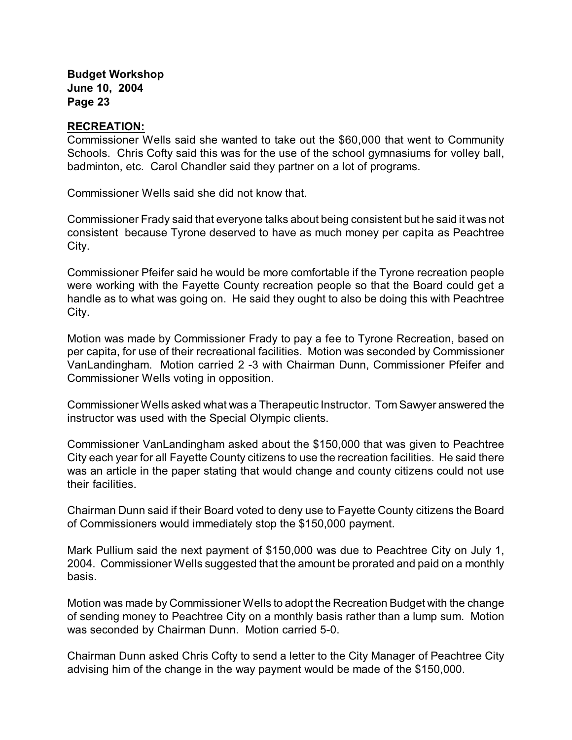**RECREATION:**

Commissioner Wells said she wanted to take out the $60,000 that went to Community Schools. Chris Cofty said this was for the use of the school gymnasiums for volley ball, badminton, etc. Carol Chandler said they partner on a lot of programs.

Commissioner Wells said she did not know that.

Commissioner Frady said that everyone talks about being consistent but he said it was not consistent because Tyrone deserved to have as much money per capita as Peachtree City.

Commissioner Pfeifer said he would be more comfortable if the Tyrone recreation people were working with the Fayette County recreation people so that the Board could get a handle as to what was going on. He said they ought to also be doing this with Peachtree City.

Motion was made by Commissioner Frady to pay a fee to Tyrone Recreation, based on per capita, for use of their recreational facilities. Motion was seconded by Commissioner VanLandingham. Motion carried 2 -3 with Chairman Dunn, Commissioner Pfeifer and Commissioner Wells voting in opposition.

Commissioner Wells asked what was a Therapeutic Instructor. Tom Sawyer answered the instructor was used with the Special Olympic clients.

Commissioner VanLandingham asked about the $150,000 that was given to Peachtree City each year for all Fayette County citizens to use the recreation facilities. He said there was an article in the paper stating that would change and county citizens could not use their facilities.

Chairman Dunn said if their Board voted to deny use to Fayette County citizens the Board of Commissioners would immediately stop the $150,000 payment.

Mark Pullium said the next payment of $150,000 was due to Peachtree City on July 1, 2004. Commissioner Wells suggested that the amount be prorated and paid on a monthly basis.

Motion was made by Commissioner Wells to adopt the Recreation Budget with the change of sending money to Peachtree City on a monthly basis rather than a lump sum. Motion was seconded by Chairman Dunn. Motion carried 5-0.

Chairman Dunn asked Chris Cofty to send a letter to the City Manager of Peachtree City advising him of the change in the way payment would be made of the $150,000.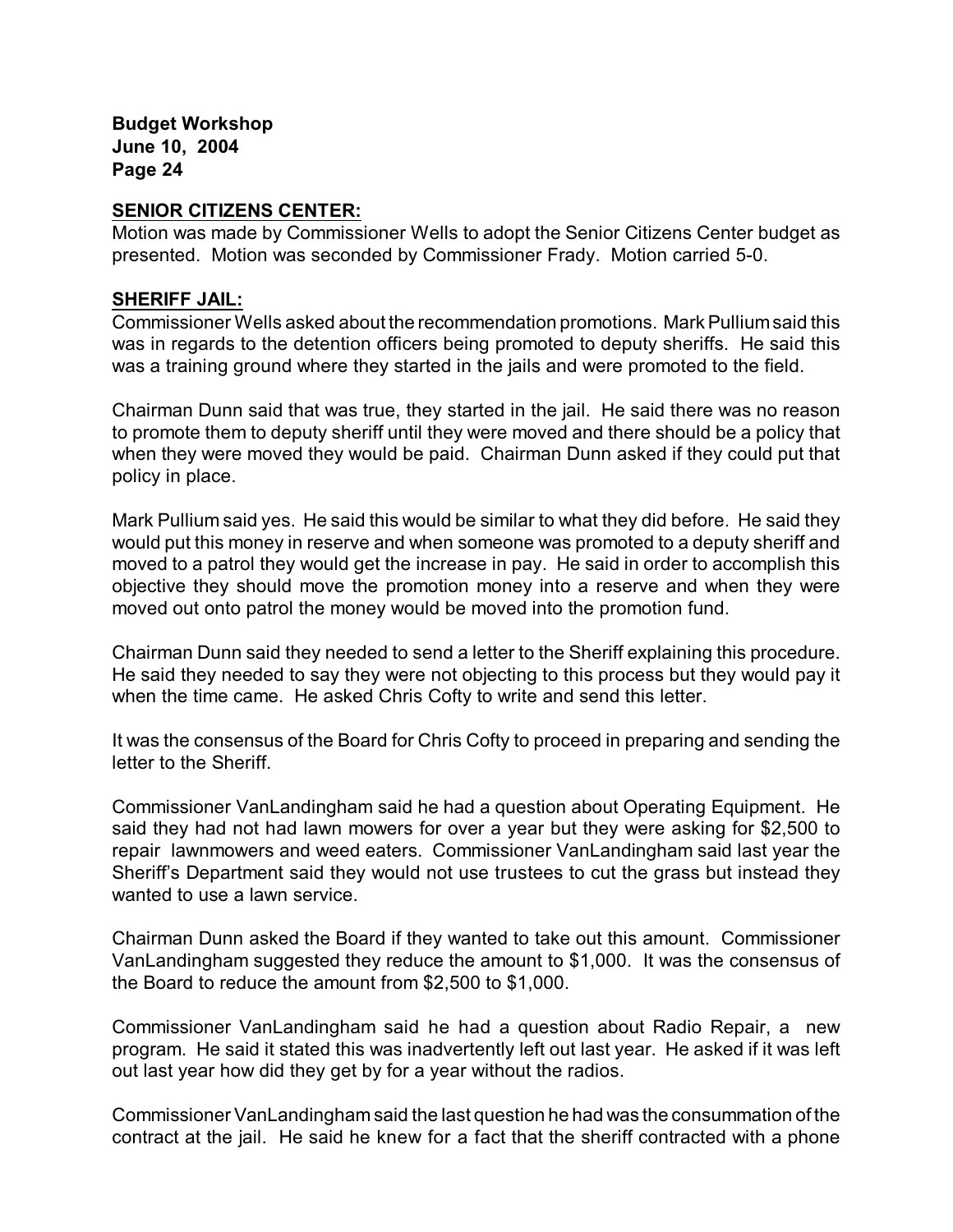**SENIOR CITIZENS CENTER:**

Motion was made by Commissioner Wells to adopt the Senior Citizens Center budget as presented. Motion was seconded by Commissioner Frady. Motion carried 5-0.

**SHERIFF JAIL:**

Commissioner Wells asked about the recommendation promotions. Mark Pullium said this was in regards to the detention officers being promoted to deputy sheriffs. He said this was a training ground where they started in the jails and were promoted to the field.

Chairman Dunn said that was true, they started in the jail. He said there was no reason to promote them to deputy sheriff until they were moved and there should be a policy that when they were moved they would be paid. Chairman Dunn asked if they could put that policy in place.

Mark Pullium said yes. He said this would be similar to what they did before. He said they would put this money in reserve and when someone was promoted to a deputy sheriff and moved to a patrol they would get the increase in pay. He said in order to accomplish this objective they should move the promotion money into a reserve and when they were moved out onto patrol the money would be moved into the promotion fund.

Chairman Dunn said they needed to send a letter to the Sheriff explaining this procedure. He said they needed to say they were not objecting to this process but they would pay it when the time came. He asked Chris Cofty to write and send this letter.

It was the consensus of the Board for Chris Cofty to proceed in preparing and sending the letter to the Sheriff.

Commissioner VanLandingham said he had a question about Operating Equipment. He said they had not had lawn mowers for over a year but they were asking for $2,500 to repair lawnmowers and weed eaters. Commissioner VanLandingham said last year the Sheriff's Department said they would not use trustees to cut the grass but instead they wanted to use a lawn service.

Chairman Dunn asked the Board if they wanted to take out this amount. Commissioner VanLandingham suggested they reduce the amount to $1,000. It was the consensus of the Board to reduce the amount from $2,500 to $1,000.

Commissioner VanLandingham said he had a question about Radio Repair, a new program. He said it stated this was inadvertently left out last year. He asked if it was left out last year how did they get by for a year without the radios.

Commissioner VanLandingham said the last question he had was the consummation of the contract at the jail. He said he knew for a fact that the sheriff contracted with a phone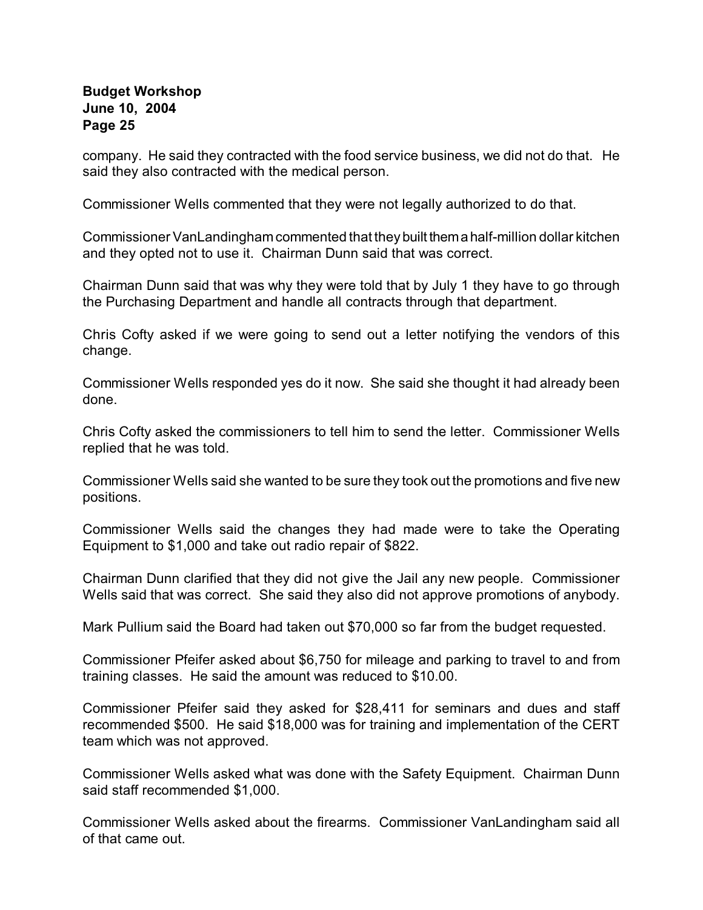company. He said they contracted with the food service business, we did not do that. He said they also contracted with the medical person.

Commissioner Wells commented that they were not legally authorized to do that.

Commissioner VanLandingham commented that they built them a half-million dollar kitchen and they opted not to use it. Chairman Dunn said that was correct.

Chairman Dunn said that was why they were told that by July 1 they have to go through the Purchasing Department and handle all contracts through that department.

Chris Cofty asked if we were going to send out a letter notifying the vendors of this change.

Commissioner Wells responded yes do it now. She said she thought it had already been done.

Chris Cofty asked the commissioners to tell him to send the letter. Commissioner Wells replied that he was told.

Commissioner Wells said she wanted to be sure they took out the promotions and five new positions.

Commissioner Wells said the changes they had made were to take the Operating Equipment to $1,000 and take out radio repair of $822.

Chairman Dunn clarified that they did not give the Jail any new people. Commissioner Wells said that was correct. She said they also did not approve promotions of anybody.

Mark Pullium said the Board had taken out $70,000 so far from the budget requested.

Commissioner Pfeifer asked about $6,750 for mileage and parking to travel to and from training classes. He said the amount was reduced to $10.00.

Commissioner Pfeifer said they asked for $28,411 for seminars and dues and staff recommended $500. He said $18,000 was for training and implementation of the CERT team which was not approved.

Commissioner Wells asked what was done with the Safety Equipment. Chairman Dunn said staff recommended $1,000.

Commissioner Wells asked about the firearms. Commissioner VanLandingham said all of that came out.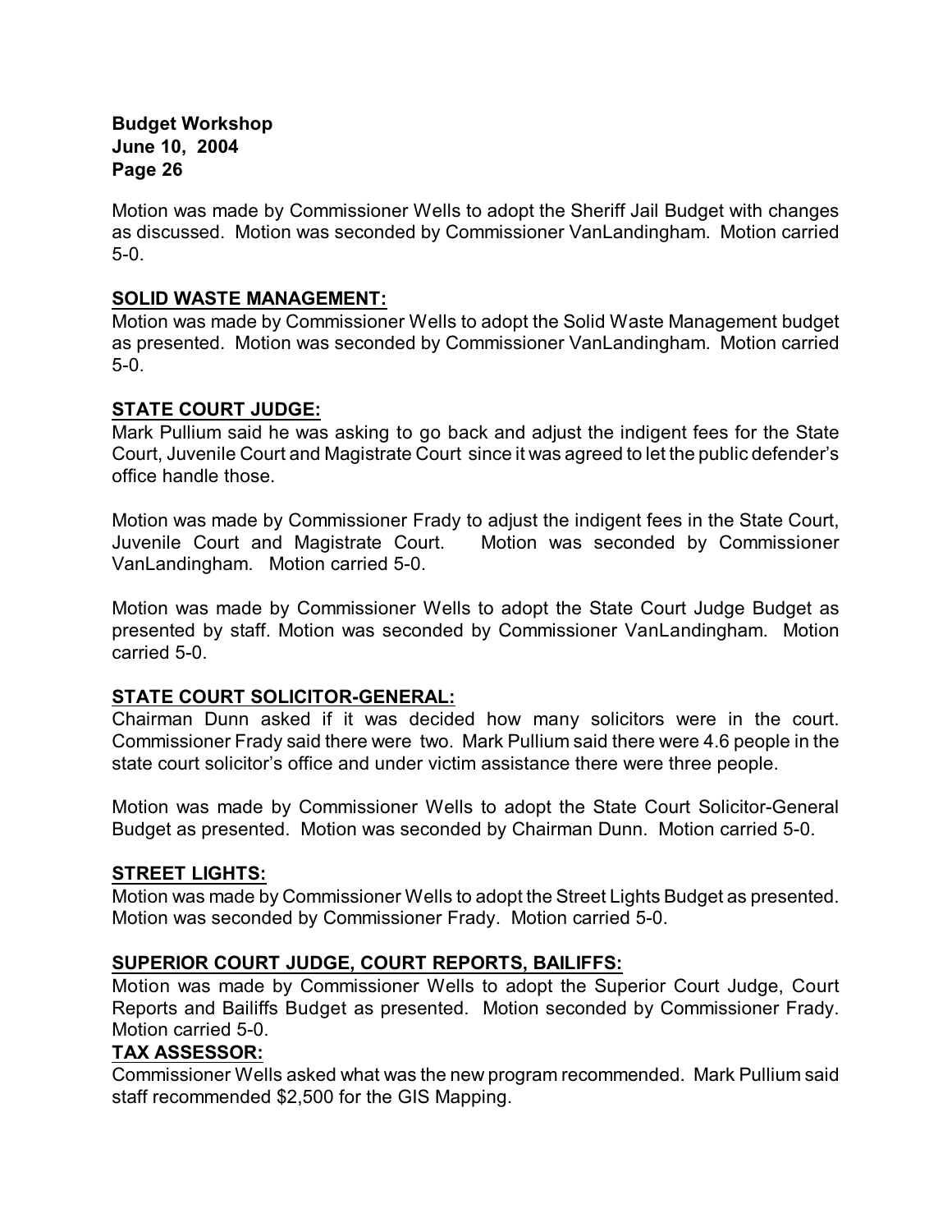Motion was made by Commissioner Wells to adopt the Sheriff Jail Budget with changes as discussed. Motion was seconded by Commissioner VanLandingham. Motion carried 5-0.

**SOLID WASTE MANAGEMENT:**

Motion was made by Commissioner Wells to adopt the Solid Waste Management budget as presented. Motion was seconded by Commissioner VanLandingham. Motion carried 5-0.

**STATE COURT JUDGE:**

Mark Pullium said he was asking to go back and adjust the indigent fees for the State Court, Juvenile Court and Magistrate Court since it was agreed to let the public defender's office handle those.

Motion was made by Commissioner Frady to adjust the indigent fees in the State Court, Juvenile Court and Magistrate Court. Motion was seconded by Commissioner VanLandingham. Motion carried 5-0.

Motion was made by Commissioner Wells to adopt the State Court Judge Budget as presented by staff. Motion was seconded by Commissioner VanLandingham. Motion carried 5-0.

**STATE COURT SOLICITOR-GENERAL:**

Chairman Dunn asked if it was decided how many solicitors were in the court. Commissioner Frady said there were two. Mark Pullium said there were 4.6 people in the state court solicitor's office and under victim assistance there were three people.

Motion was made by Commissioner Wells to adopt the State Court Solicitor-General Budget as presented. Motion was seconded by Chairman Dunn. Motion carried 5-0.

**STREET LIGHTS:**

Motion was made by Commissioner Wells to adopt the Street Lights Budget as presented. Motion was seconded by Commissioner Frady. Motion carried 5-0.

**SUPERIOR COURT JUDGE, COURT REPORTS, BAILIFFS:**

Motion was made by Commissioner Wells to adopt the Superior Court Judge, Court Reports and Bailiffs Budget as presented. Motion seconded by Commissioner Frady. Motion carried 5-0.

**TAX ASSESSOR:**

Commissioner Wells asked what was the new program recommended. Mark Pullium said staff recommended $2,500 for the GIS Mapping.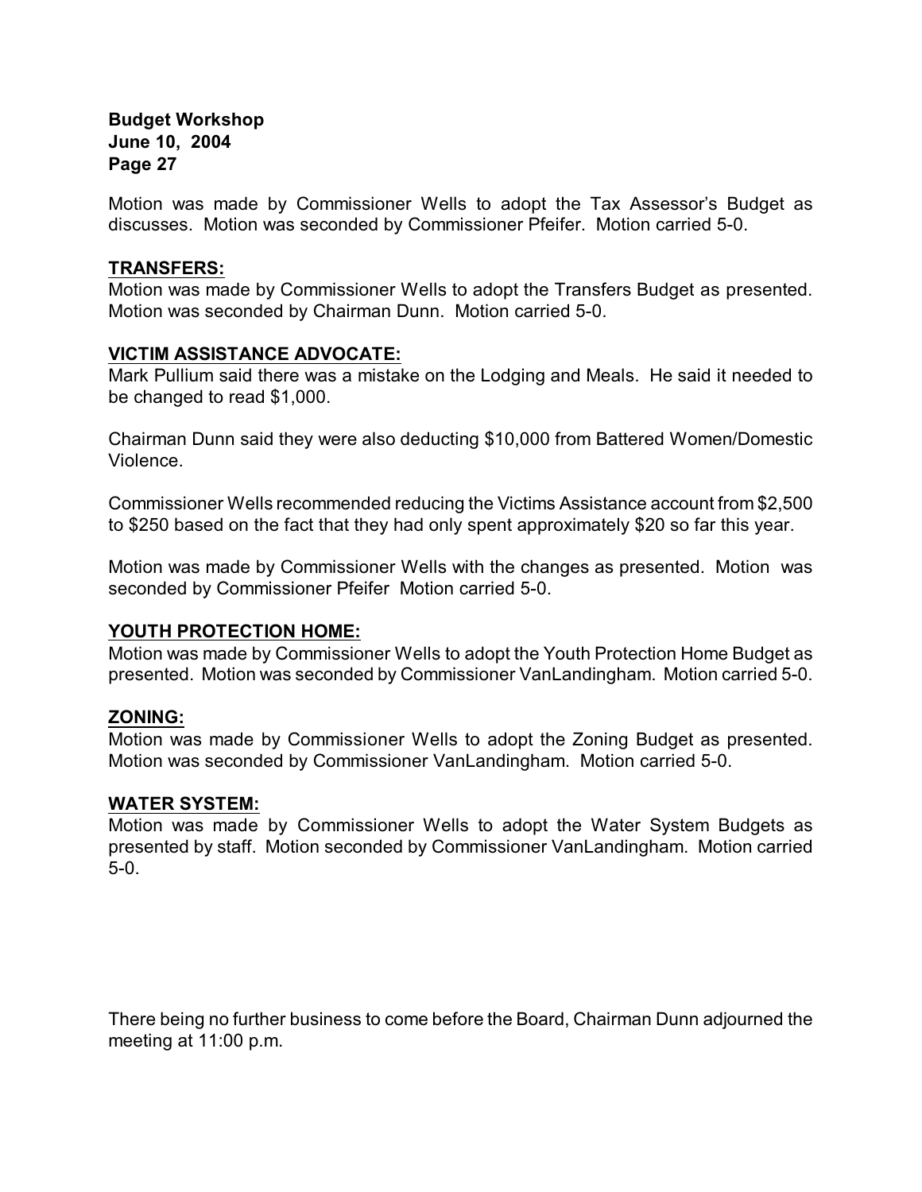Motion was made by Commissioner Wells to adopt the Tax Assessor's Budget as discusses. Motion was seconded by Commissioner Pfeifer. Motion carried 5-0.

**TRANSFERS:**

Motion was made by Commissioner Wells to adopt the Transfers Budget as presented. Motion was seconded by Chairman Dunn. Motion carried 5-0.

**VICTIM ASSISTANCE ADVOCATE:**

Mark Pullium said there was a mistake on the Lodging and Meals. He said it needed to be changed to read $1,000.

Chairman Dunn said they were also deducting $10,000 from Battered Women/Domestic Violence.

Commissioner Wells recommended reducing the Victims Assistance account from $2,500 to $250 based on the fact that they had only spent approximately $20 so far this year.

Motion was made by Commissioner Wells with the changes as presented. Motion was seconded by Commissioner Pfeifer Motion carried 5-0.

**YOUTH PROTECTION HOME:**

Motion was made by Commissioner Wells to adopt the Youth Protection Home Budget as presented. Motion was seconded by Commissioner VanLandingham. Motion carried 5-0.

**ZONING:**

Motion was made by Commissioner Wells to adopt the Zoning Budget as presented. Motion was seconded by Commissioner VanLandingham. Motion carried 5-0.

**WATER SYSTEM:**

Motion was made by Commissioner Wells to adopt the Water System Budgets as presented by staff. Motion seconded by Commissioner VanLandingham. Motion carried 5-0.

There being no further business to come before the Board, Chairman Dunn adjourned the meeting at 11:00 p.m.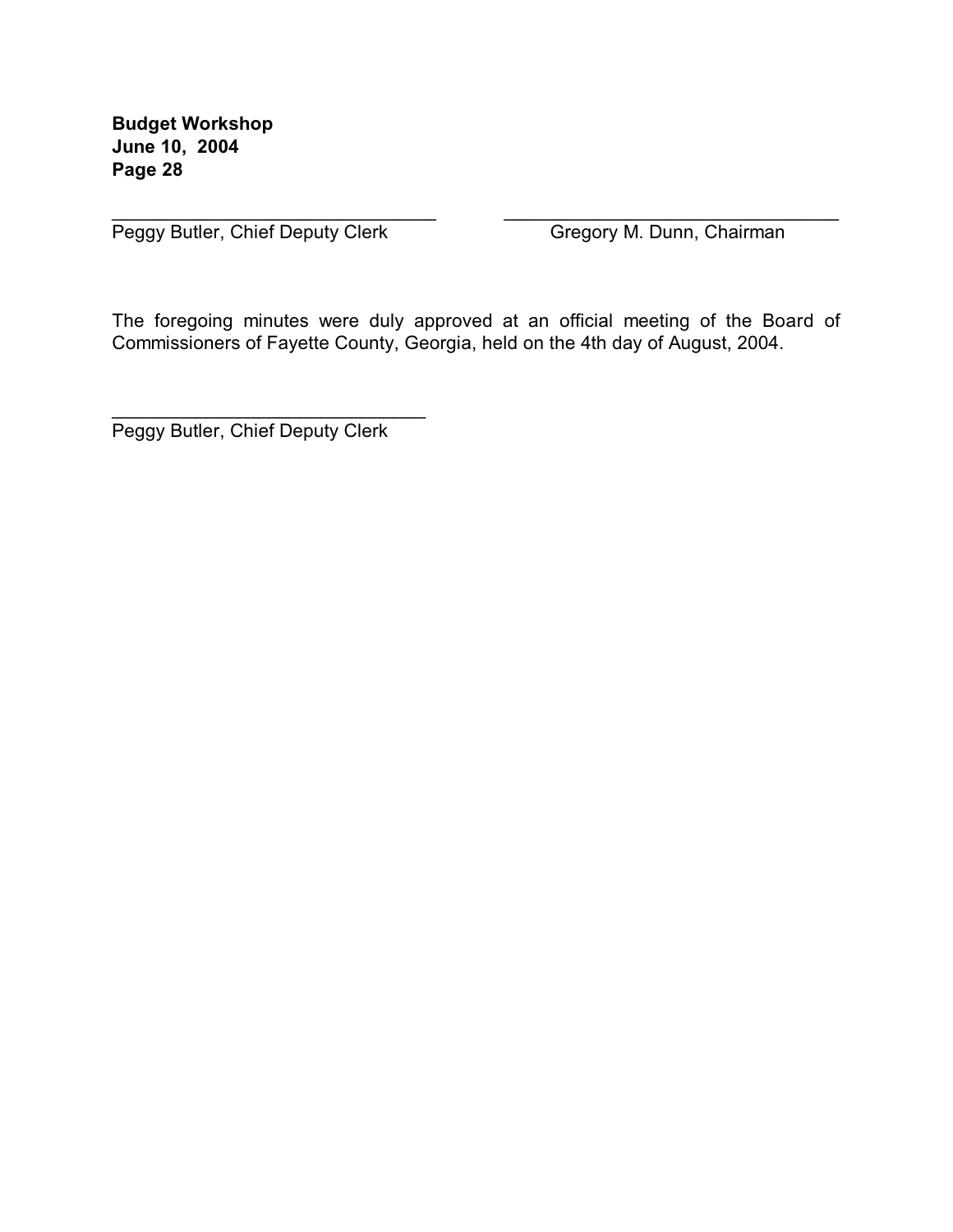\_\_\_\_\_\_\_\_\_\_\_\_\_\_\_\_\_\_\_\_\_\_\_\_\_\_\_\_\_\_\_\_ \_\_\_\_\_\_\_\_\_\_\_\_\_\_\_\_\_\_\_\_\_\_\_\_\_\_\_\_\_\_\_\_

Peggy Butler, Chief Deputy Clerk Gregory M. Dunn, Chairman

The foregoing minutes were duly approved at an official meeting of the Board of Commissioners of Fayette County, Georgia, held on the 4th day of August, 2004.

\_\_\_\_\_\_\_\_\_\_\_\_\_\_\_\_\_\_\_\_\_\_\_\_\_\_\_\_\_\_\_\_

Peggy Butler, Chief Deputy Clerk